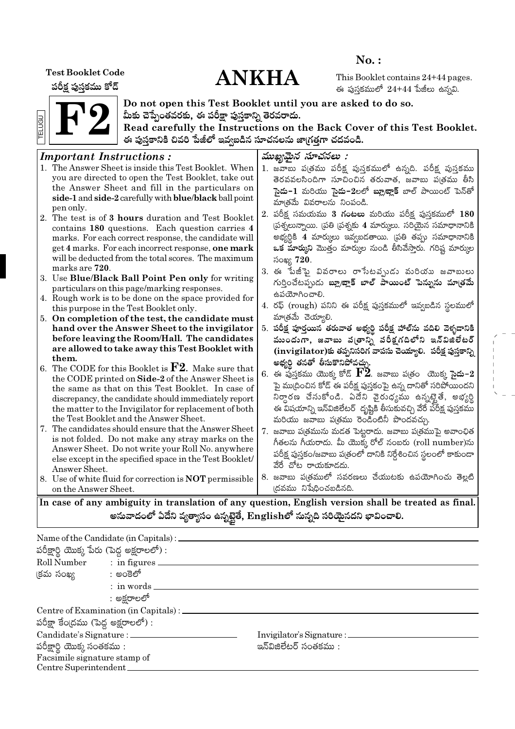**Test Booklet Code**
**పరీక్ష పుస్తకము కోడ్**

# ANKHA

**No. :**

This Booklet contains 24+44 pages.
ఈ పుస్తకములో 24+44 పేజీలు ఉన్నవి.

TELUGU

# F2

**Do not open this Test Booklet until you are asked to do so.**
**మీకు చెప్పేంతవరకు, ఈ పరీక్షా పుస్తకాన్ని తెరవరాదు.**
**Read carefully the Instructions on the Back Cover of this Test Booklet.**
**ఈ పుస్తకానికి చివరి పేజీలో ఇవ్వబడిన సూచనలను జాగ్రత్తగా చదవండి.**

## *Important Instructions :*

1. The Answer Sheet is inside this Test Booklet. When you are directed to open the Test Booklet, take out the Answer Sheet and fill in the particulars on **side-1** and **side-2** carefully with **blue/black** ball point pen only.
2. The test is of **3 hours** duration and Test Booklet contains **180** questions. Each question carries **4** marks. For each correct response, the candidate will get **4** marks. For each incorrect response, **one mark** will be deducted from the total scores. The maximum marks are **720**.
3. Use **Blue/Black Ball Point Pen only** for writing particulars on this page/marking responses.
4. Rough work is to be done on the space provided for this purpose in the Test Booklet only.
5. **On completion of the test, the candidate must hand over the Answer Sheet to the invigilator before leaving the Room/Hall. The candidates are allowed to take away this Test Booklet with them.**
6. The CODE for this Booklet is **F2**. Make sure that the CODE printed on **Side-2** of the Answer Sheet is the same as that on this Test Booklet. In case of discrepancy, the candidate should immediately report the matter to the Invigilator for replacement of both the Test Booklet and the Answer Sheet.
7. The candidates should ensure that the Answer Sheet is not folded. Do not make any stray marks on the Answer Sheet. Do not write your Roll No. anywhere else except in the specified space in the Test Booklet/ Answer Sheet.
8. Use of white fluid for correction is **NOT** permissible on the Answer Sheet.

## *ముఖ్యమైన సూచనలు :*

1. జవాబు పత్రము పరీక్ష పుస్తకములో ఉన్నది. పరీక్ష పుస్తకము తెరవవలసిందిగా సూచించిన తరువాత, జవాబు పత్రము తీసి **సైడు-1** మరియు **సైడు-2**లలో **బ్లూ/బ్లాక్** బాల్ పాయింట్ పెన్‌తో మాత్రమే వివరాలను నింపండి.
2. పరీక్ష సమయము **3 గంటలు** మరియు పరీక్ష పుస్తకములో **180** ప్రశ్నలున్నాయి. ప్రతి ప్రశ్నకు **4** మార్కులు. సరియైన సమాధానానికి అభ్యర్థికి **4** మార్కులు ఇవ్వబడతాయి. ప్రతి తప్పు సమాధానానికి **ఒక మార్కు**ని మొత్తం మార్కుల నుండి తీసివేస్తారు. గరిష్ఠ మార్కుల సంఖ్య **720**.
3. ఈ పేజీపై వివరాలు రాసేటప్పుడు మరియు జవాబులు గుర్తించేటప్పుడు **బ్లూ/బ్లాక్ బాల్ పాయింట్ పెన్నును మాత్రమే** ఉపయోగించాలి.
4. రఫ్ (rough) పనిని ఈ పరీక్ష పుస్తకములో ఇవ్వబడిన స్థలములో మాత్రమే చెయ్యాలి.
5. **పరీక్ష పూర్తయిన తరువాత అభ్యర్థి పరీక్ష హాల్‌ను వదిలి వెళ్ళడానికి ముందుగా, జవాబు పత్రాన్ని పరీక్షగదిలోని ఇన్‌విజిలేటర్ (invigilator)కు తప్పనిసరిగ వాపసు చెయ్యాలి. పరీక్ష పుస్తకాన్ని అభ్యర్థి తనతో తీసుకొనిపోవచ్చు.**
6. ఈ పుస్తకము యొక్క కోడ్ **F2**. జవాబు పత్రం యొక్క సైడు-2 పై ముద్రించిన కోడ్ ఈ పరీక్ష పుస్తకంపై ఉన్న దానితో సరిపోయిందని నిర్ధారణ చేసుకోండి. ఏదేని వైరుధ్యము ఉన్నట్లైతే, అభ్యర్థి ఈ విషయాన్ని ఇన్‌విజిలేటర్ దృష్టికి తీసుకువచ్చి వేరే పరీక్ష పుస్తకము మరియు జవాబు పత్రము రెండింటినీ పొందవచ్చు.
7. జవాబు పత్రమును మడత పెట్టరాదు. జవాబు పత్రముపై అవాంఛిత గీతలను గీయరాదు. మీ యొక్క రోల్ నంబరు (roll number)ను పరీక్ష పుస్తకం/జవాబు పత్రంలో దానికి నిర్దేశించిన స్థలంలో కాకుండా వేరే చోట రాయకూడదు.
8. జవాబు పత్రములో సవరణలు చేయుటకు ఉపయోగించు తెల్లటి ద్రవము నిషేధించబడినది.

**In case of any ambiguity in translation of any question, English version shall be treated as final.**
**అనువాదంలో ఏదేని వ్యత్యాసం ఉన్నట్లైతే, Englishలో నున్నది సరియైనదని భావించాలి.**

Name of the Candidate (in Capitals) : ______
పరీక్షార్థి యొక్క పేరు (పెద్ద అక్షరాలలో) :

Roll Number : in figures ______
క్రమ సంఖ్య : అంకెలో
: in words ______
: అక్షరాలలో

Centre of Examination (in Capitals) : ______
పరీక్షా కేంద్రము (పెద్ద అక్షరాలలో) :

Candidate's Signature : ______
పరీక్షార్థి యొక్క సంతకము :

Invigilator's Signature : ______
ఇన్‌విజిలేటర్ సంతకము :

Facsimile signature stamp of
Centre Superintendent ______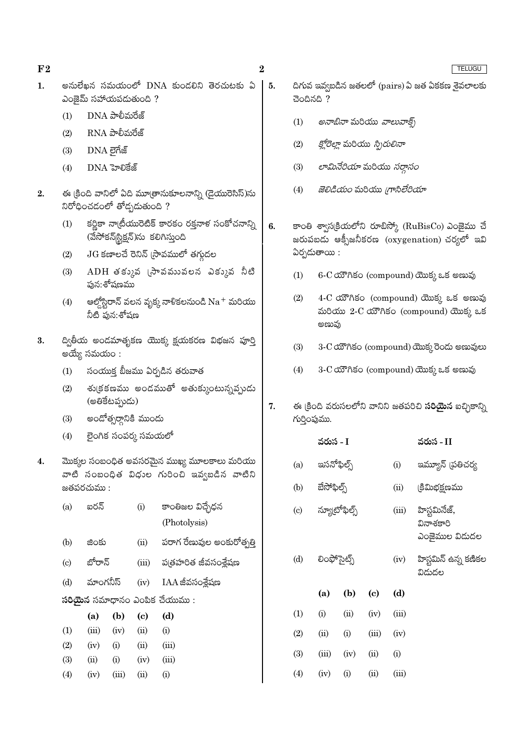1. అనులేఖన సమయంలో DNA కుండలిని తెరచుటకు ఏ ఎంజైమ్ సహాయపడుతుంది ?

   (1) DNA పాలీమరేజ్

   (2) RNA పాలీమరేజ్

   (3) DNA లైగేజ్

   (4) DNA హెలికేజ్

2. ఈ క్రింది వానిలో ఏది మూత్రానుకూలనాన్ని (డైయురెసిస్)ను నిరోధించడంలో తోడ్పడుతుంది ?

   (1) కర్ణికా నాట్రీయురెటిక్ కారకం రక్తనాళ సంకోచనాన్ని (వేసోకన్‌స్ట్రిక్షన్)ను కలిగిస్తుంది

   (2) JG కణాలచే రెనిన్ స్రావములో తగ్గుదల

   (3) ADH తక్కువ స్రావమువలన ఎక్కువ నీటి పున:శోషణము

   (4) ఆల్డోస్టిరాన్ వలన వృక్క నాళికలనుండి $Na^+$ మరియు నీటి పున:శోషణ

3. ద్వితీయ అండమాతృకణ యొక్క క్షయకరణ విభజన పూర్తి అయ్యే సమయం :

   (1) సంయుక్త బీజము ఏర్పడిన తరువాత

   (2) శుక్రకణము అండముతో అతుక్కుంటున్నప్పుడు (అతికేటప్పుడు)

   (3) అండోత్సర్గానికి ముందు

   (4) లైంగిక సంపర్క సమయలో

4. మొక్కల సంబంధిత అవసరమైన ముఖ్య మూలకాలు మరియు వాటి సంబంధిత విధుల గురించి ఇవ్వబడిన వాటిని జతపరచుము :

| | | | |
|---|---|---|---|
| (a) | ఐరన్ | (i) | కాంతిజల విచ్ఛేధన (Photolysis) |
| (b) | జింకు | (ii) | పరాగ రేణువుల అంకురోత్పత్తి |
| (c) | బోరాన్ | (iii) | పత్రహరిత జీవసంశ్లేషణ |
| (d) | మాంగనీస్ | (iv) | IAA జీవసంశ్లేషణ |

**సరియైన** సమాధానం ఎంపిక చేయుము :

| | (a) | (b) | (c) | (d) |
|---|---|---|---|---|
| (1) | (iii) | (iv) | (ii) | (i) |
| (2) | (iv) | (i) | (ii) | (iii) |
| (3) | (ii) | (i) | (iv) | (iii) |
| (4) | (iv) | (iii) | (ii) | (i) |

5. దిగువ ఇవ్వబడిన జతలలో (pairs) ఏ జత ఏకకణ శైవలాలకు చెందినది ?

   (1) *అనాబినా* మరియు *వాలువాక్స్*

   (2) *క్లోరెల్లా* మరియు *స్పిరులినా*

   (3) *లామినేరియా* మరియు *సర్గాసం*

   (4) *జెలిడియం* మరియు *గ్రాసిలేరియా*

6. కాంతి శ్వాసక్రియలోని రూబిస్కో (RuBisCo) ఎంజైము చే జరుపబడు ఆక్సీజనీకరణ (oxygenation) చర్యలో ఇవి ఏర్పడుతాయి :

   (1) 6-C యౌగికం (compound) యొక్క ఒక అణువు

   (2) 4-C యౌగికం (compound) యొక్క ఒక అణువు మరియు 2-C యౌగికం (compound) యొక్క ఒక అణువు

   (3) 3-C యౌగికం (compound) యొక్క రెండు అణువులు

   (4) 3-C యౌగికం (compound) యొక్క ఒక అణువు

7. ఈ క్రింది వరుసలలోని వానిని జతపరిచి **సరియైన** ఐచ్ఛికాన్ని గుర్తింపుము.

| | వరుస - I | | వరుస - II |
|---|---|---|---|
| (a) | ఇసనోఫిల్స్ | (i) | ఇమ్యూన్ ప్రతిచర్య |
| (b) | బేసోఫిల్స్ | (ii) | క్రిమిభక్షణము |
| (c) | న్యూట్రోఫిల్స్ | (iii) | హిస్టమినేజ్, వినాశకారి ఎంజైముల విడుదల |
| (d) | లింఫోసైట్స్ | (iv) | హిస్టమిన్ ఉన్న కణికల విడుదల |

| | (a) | (b) | (c) | (d) |
|---|---|---|---|---|
| (1) | (i) | (ii) | (iv) | (iii) |
| (2) | (ii) | (i) | (iii) | (iv) |
| (3) | (iii) | (iv) | (ii) | (i) |
| (4) | (iv) | (i) | (ii) | (iii) |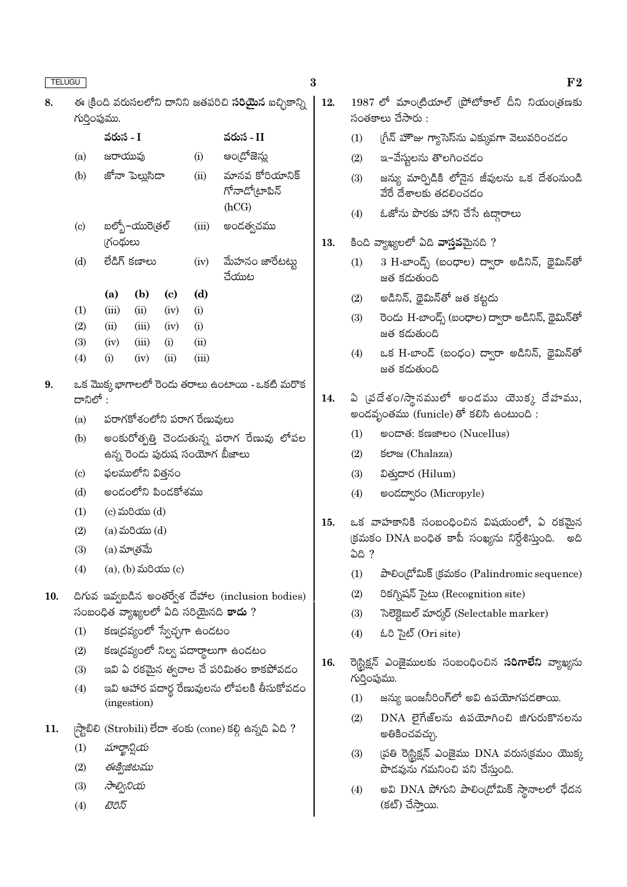8. ఈ క్రింది వరుసలలోని దానిని జతపరిచి **సరియైన** ఐచ్ఛికాన్ని గుర్తింపుము.

| | వరుస - I | | వరుస - II |
|---|---|---|---|
| (a) | జరాయువు | (i) | ఆండ్రోజెన్లు |
| (b) | జోనా పెల్లుసిడా | (ii) | మానవ కోరియానిక్ గోనాడోట్రాపిన్ (hCG) |
| (c) | బల్బో–యురెత్రల్ గ్రంథులు | (iii) | అండత్వచము |
| (d) | లేడిగ్ కణాలు | (iv) | మేహనం జారేటట్టు చేయుట |

| | (a) | (b) | (c) | (d) |
|---|---|---|---|---|
| (1) | (iii) | (ii) | (iv) | (i) |
| (2) | (ii) | (iii) | (iv) | (i) |
| (3) | (iv) | (iii) | (i) | (ii) |
| (4) | (i) | (iv) | (ii) | (iii) |

9. ఒక మొక్క భాగాలలో రెండు తరాలు ఉంటాయి - ఒకటి మరొక దానిలో :

 (a) పరాగకోశంలోని పరాగ రేణువులు
 (b) అంకురోత్పత్తి చెందుతున్న పరాగ రేణువు లోపల ఉన్న రెండు పురుష సంయోగ బీజాలు
 (c) ఫలములోని విత్తనం
 (d) అండంలోని పిండకోశము

 (1) (c) మరియు (d)
 (2) (a) మరియు (d)
 (3) (a) మాత్రమే
 (4) (a), (b) మరియు (c)

10. దిగువ ఇవ్వబడిన అంతర్వేశ దేహాల (inclusion bodies) సంబంధిత వ్యాఖ్యలలో ఏది సరియైనది **కాదు** ?

 (1) కణద్రవ్యంలో స్వేచ్ఛగా ఉండటం
 (2) కణద్రవ్యంలో నిల్వ పదార్థాలుగా ఉండటం
 (3) ఇవి ఏ రకమైన త్వచాల చే పరిమితం కాకపోవడం
 (4) ఇవి ఆహార పదార్థ రేణువులను లోపలకి తీసుకోవడం (ingestion)

11. స్ట్రాబిలి (Strobili) లేదా శంకు (cone) కల్గి ఉన్నది ఏది ?

 (1) *మార్కాన్షియ*
 (2) *ఈక్విజిటము*
 (3) *సాల్వినియ*
 (4) *టెరిస్*

12. 1987 లో మాంట్రియాల్ ప్రోటోకాల్ దీని నియంత్రణకు సంతకాలు చేసారు :

 (1) గ్రీన్ హౌజు గ్యాసెస్‌ను ఎక్కువగా వెలువరించడం
 (2) ఇ–వేస్టులను తొలగించడం
 (3) జన్యు మార్పిడికి లోనైన జీవులను ఒక దేశంనుండి వేరే దేశాలకు తరలించడం
 (4) ఓజోను పొరకు హాని చేసే ఉద్గారాలు

13. కింది వ్యాఖ్యలలో ఏది **వాస్తవమైనది** ?

 (1) 3 H-బాండ్స్ (బంధాల) ద్వారా అడినిన్, థైమిన్‌తో జత కదుతుంది
 (2) అడినిన్, థైమిన్‌తో జత కట్టదు
 (3) రెండు H-బాండ్స్ (బంధాల) ద్వారా అడినిన్, థైమిన్‌తో జత కదుతుంది
 (4) ఒక H-బాండ్ (బంధం) ద్వారా అడినిన్, థైమిన్‌తో జత కదుతుంది

14. ఏ ప్రదేశం/స్థానములో అండము యొక్క దేహము, అండవృంతము (funicle) తో కలిసి ఉంటుంది :

 (1) అండాత: కణజాలం (Nucellus)
 (2) కలాజ (Chalaza)
 (3) విత్తుదార (Hilum)
 (4) అండద్వారం (Micropyle)

15. ఒక వాహకానికి సంబంధించిన విషయంలో, ఏ రకమైన క్రమకం DNA బంధిత కాపీ సంఖ్యను నిర్దేశిస్తుంది. అది ఏది ?

 (1) పాలింద్రోమిక్ క్రమకం (Palindromic sequence)
 (2) రికగ్నిషన్ సైటు (Recognition site)
 (3) సెలెక్టెబుల్ మార్కర్ (Selectable marker)
 (4) ఓరి సైట్ (Ori site)

16. రెస్ట్రిక్షన్ ఎంజైములకు సంబంధించిన **సరిగాలేని** వ్యాఖ్యను గుర్తింపుము.

 (1) జన్యు ఇంజనీరింగ్‌లో అవి ఉపయోగపడతాయి.
 (2) DNA లైగేజ్‌లను ఉపయోగించి జిగురుకొనలను అతికించవచ్చు.
 (3) ప్రతి రెస్ట్రిక్షన్ ఎంజైము DNA వరుసక్రమం యొక్క పొడవును గమనించి పని చేస్తుంది.
 (4) అవి DNA పోగుని పాలింద్రోమిక్ స్థానాలలో ఛేదన (కట్) చేస్తాయి.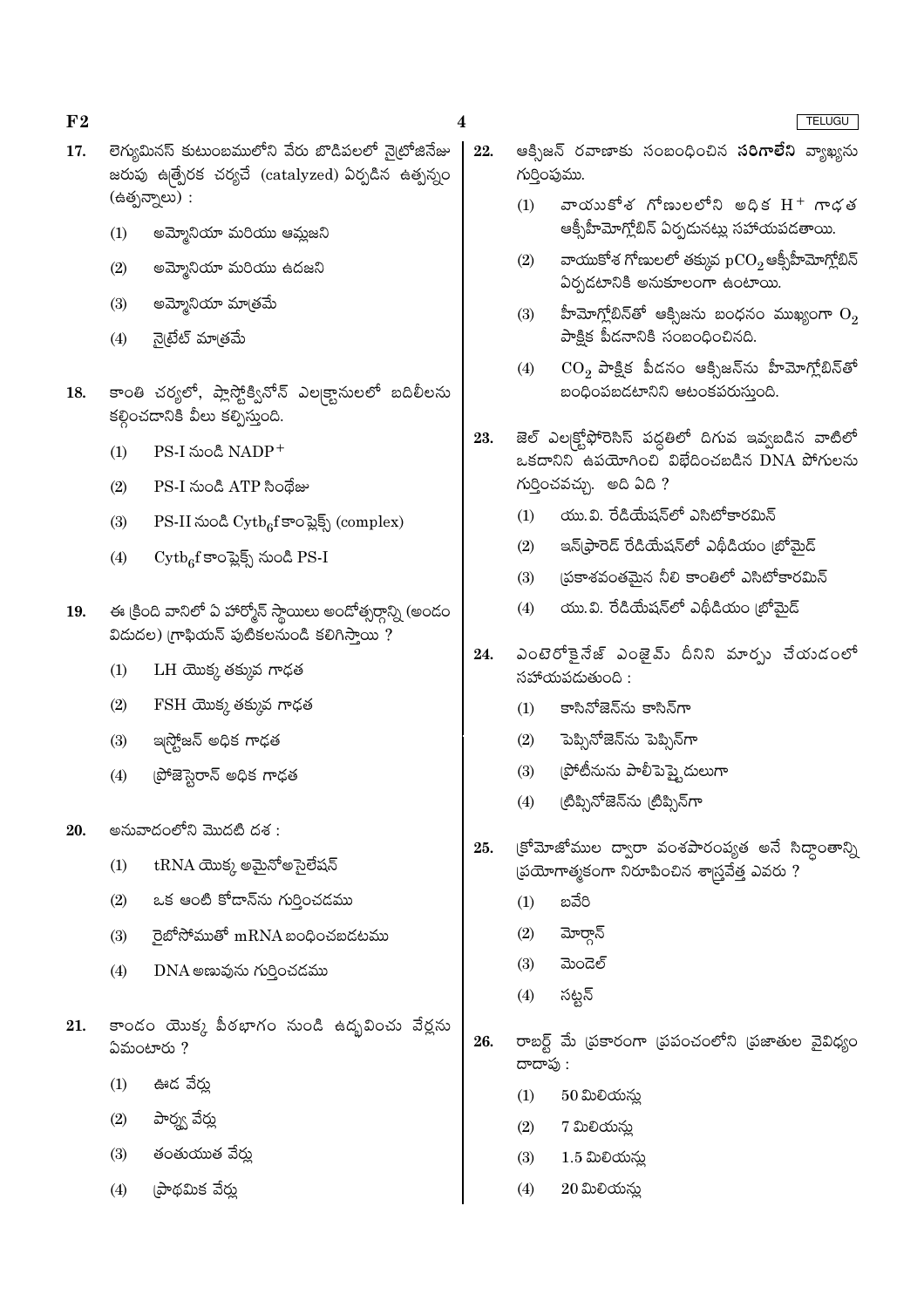17. లెగ్యుమినస్ కుటుంబములోని వేరు బొడిపలలో నైట్రోజినేజు జరుపు ఉత్ప్రేరక చర్యచే (catalyzed) ఏర్పడిన ఉత్పన్నం (ఉత్పన్నాలు) :

   (1) అమ్మోనియా మరియు ఆమ్లజని

   (2) అమ్మోనియా మరియు ఉదజని

   (3) అమ్మోనియా మాత్రమే

   (4) నైట్రేట్ మాత్రమే

18. కాంతి చర్యలో, ప్లాస్టోక్వినోన్ ఎలక్ట్రానులలో బదిలీలను కల్గించడానికి వీలు కల్పిస్తుంది.

   (1) PS-I నుండి $NADP^+$

   (2) PS-I నుండి ATP సింథేజు

   (3) PS-II నుండి $Cytb_6f$ కాంప్లెక్స్ (complex)

   (4) $Cytb_6f$ కాంప్లెక్స్ నుండి PS-I

19. ఈ క్రింది వానిలో ఏ హార్మోన్ స్థాయిలు అండోత్సర్గాన్ని (అండం విడుదల) గ్రాఫియన్ పుటికలనుండి కలిగిస్తాయి ?

   (1) LH యొక్క తక్కువ గాఢత

   (2) FSH యొక్క తక్కువ గాఢత

   (3) ఇస్ట్రోజన్ అధిక గాఢత

   (4) ప్రోజెస్టెరాన్ అధిక గాఢత

20. అనువాదంలోని మొదటి దశ :

   (1) tRNA యొక్క అమైనోఅసైలేషన్

   (2) ఒక ఆంటి కోడాన్‌ను గుర్తించడము

   (3) రైబోసోముతో mRNA బంధించబడటము

   (4) DNA అణువును గుర్తించడము

21. కాండం యొక్క పీఠభాగం నుండి ఉద్భవించు వేర్లను ఏమంటారు ?

   (1) ఊడ వేర్లు

   (2) పార్శ్వ వేర్లు

   (3) తంతుయుత వేర్లు

   (4) ప్రాథమిక వేర్లు

22. ఆక్సిజన్ రవాణాకు సంబంధించిన **సరిగాలేని** వ్యాఖ్యను గుర్తింపుము.

   (1) వాయుకోశ గోణులలోని అధిక $H^+$ గాఢత ఆక్సీహీమోగ్లోబిన్ ఏర్పడునట్లు సహాయపడతాయి.

   (2) వాయుకోశ గోణులలో తక్కువ $pCO_2$ ఆక్సీహీమోగ్లోబిన్ ఏర్పడటానికి అనుకూలంగా ఉంటాయి.

   (3) హీమోగ్లోబిన్‌తో ఆక్సిజను బంధనం ముఖ్యంగా $O_2$ పాక్షిక పీడనానికి సంబంధించినది.

   (4) $CO_2$ పాక్షిక పీడనం ఆక్సిజన్‌ను హీమోగ్లోబిన్‌తో బంధింపబడటానిని ఆటంకపరుస్తుంది.

23. జెల్ ఎలక్ట్రోఫోరెసిస్ పద్ధతిలో దిగువ ఇవ్వబడిన వాటిలో ఒకదానిని ఉపయోగించి విభేదించబడిన DNA పోగులను గుర్తించవచ్చు. అది ఏది ?

   (1) యు.వి. రేడియేషన్‌లో ఎసిటోకారమిన్

   (2) ఇన్‌ఫ్రారెడ్ రేడియేషన్‌లో ఎథిడియం బ్రోమైడ్

   (3) ప్రకాశవంతమైన నీలి కాంతిలో ఎసిటోకారమిన్

   (4) యు.వి. రేడియేషన్‌లో ఎథిడియం బ్రోమైడ్

24. ఎంటెరోకైనేజ్ ఎంజైమ్ దీనిని మార్పు చేయడంలో సహాయపడుతుంది :

   (1) కాసినోజెన్‌ను కాసిన్‌గా

   (2) పెప్సినోజెన్‌ను పెప్సిన్‌గా

   (3) ప్రోటీనును పాలీపెప్టైడులుగా

   (4) ట్రిప్సినోజెన్‌ను ట్రిప్సిన్‌గా

25. క్రోమోజోముల ద్వారా వంశపారంపర్యత అనే సిద్ధాంతాన్ని ప్రయోగాత్మకంగా నిరూపించిన శాస్త్రవేత్త ఎవరు ?

   (1) బవేరి

   (2) మోర్గాన్

   (3) మెండెల్

   (4) సట్టన్

26. రాబర్ట్ మే ప్రకారంగా ప్రపంచంలోని ప్రజాతుల వైవిధ్యం దాదాపు :

   (1) 50 మిలియన్లు

   (2) 7 మిలియన్లు

   (3) 1.5 మిలియన్లు

   (4) 20 మిలియన్లు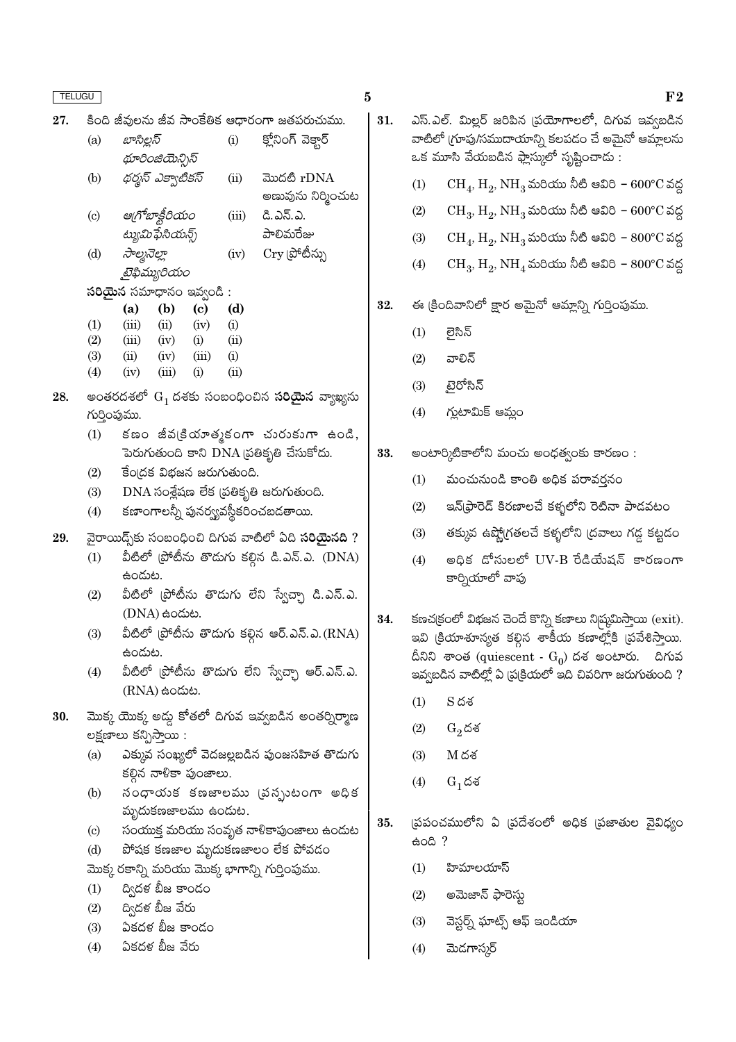27. కింది జీవులను జీవ సాంకేతిక ఆధారంగా జతపరుచుము.

| | | | |
|---|---|---|---|
| (a) | *బాసిల్లస్ థూరింజియెన్సిస్* | (i) | క్లోనింగ్ వెక్టార్ |
| (b) | *థర్మస్ ఎక్వాటికస్* | (ii) | మొదటి rDNA అణువును నిర్మించుట |
| (c) | *ఆగ్రోబాక్టీరియం ట్యుమిఫేసియన్స్* | (iii) | డి.ఎన్.ఎ. పాలిమరేజు |
| (d) | *సాల్మొనెల్లా టైఫిమ్యూరియం* | (iv) | Cry ప్రోటీన్లు |

**సరియైన** సమాధానం ఇవ్వండి :

| | (a) | (b) | (c) | (d) |
|---|---|---|---|---|
| (1) | (iii) | (ii) | (iv) | (i) |
| (2) | (iii) | (iv) | (i) | (ii) |
| (3) | (ii) | (iv) | (iii) | (i) |
| (4) | (iv) | (iii) | (i) | (ii) |

28. అంతరదశలో $G_1$ దశకు సంబంధించిన **సరియైన** వ్యాఖ్యను గుర్తింపుము.

(1) కణం జీవక్రియాత్మకంగా చురుకుగా ఉండి, పెరుగుతుంది కాని DNA ప్రతికృతి చేసుకోదు.

(2) కేంద్రక విభజన జరుగుతుంది.

(3) DNA సంశ్లేషణ లేక ప్రతికృతి జరుగుతుంది.

(4) కణాంగాలన్నీ పునర్వ్యవస్థీకరించబడతాయి.

29. వైరాయిడ్స్‌కు సంబంధించి దిగువ వాటిలో ఏది **సరియైనది** ?

(1) వీటిలో ప్రోటీను తొడుగు కల్గిన డి.ఎన్.ఎ. (DNA) ఉండుట.

(2) వీటిలో ప్రోటీను తొడుగు లేని స్వేచ్ఛా డి.ఎన్.ఎ. (DNA) ఉండుట.

(3) వీటిలో ప్రోటీను తొడుగు కల్గిన ఆర్.ఎన్.ఎ. (RNA) ఉండుట.

(4) వీటిలో ప్రోటీను తొడుగు లేని స్వేచ్ఛా ఆర్.ఎన్.ఎ. (RNA) ఉండుట.

30. మొక్క యొక్క అడ్డు కోతలో దిగువ ఇవ్వబడిన అంతర్నిర్మాణ లక్షణాలు కన్పిస్తాయి :

(a) ఎక్కువ సంఖ్యలో వెదజల్లబడిన పుంజసహిత తొడుగు కల్గిన నాళికా పుంజాలు.

(b) సంధాయక కణజాలము ప్రస్ఫుటంగా అధిక మృదుకణజాలము ఉండుట.

(c) సంయుక్త మరియు సంవృత నాళికాపుంజాలు ఉండుట

(d) పోషక కణజాల మృదుకణజాలం లేక పోవడం

మొక్క రకాన్ని మరియు మొక్క భాగాన్ని గుర్తింపుము.

(1) ద్విదళ బీజ కాండం

(2) ద్విదళ బీజ వేరు

(3) ఏకదళ బీజ కాండం

(4) ఏకదళ బీజ వేరు

31. ఎస్.ఎల్. మిల్లర్ జరిపిన ప్రయోగాలలో, దిగువ ఇవ్వబడిన వాటిలో గ్రూపు/సముదాయాన్ని కలపడం చే అమైనో ఆమ్లాలను ఒక మూసి వేయబడిన ఫ్లాస్కులో సృష్టించాడు :

(1) $CH_4$, $H_2$, $NH_3$ మరియు నీటి ఆవిరి – 600°C వద్ద

(2) $CH_3$, $H_2$, $NH_3$ మరియు నీటి ఆవిరి – 600°C వద్ద

(3) $CH_4$, $H_2$, $NH_3$ మరియు నీటి ఆవిరి – 800°C వద్ద

(4) $CH_3$, $H_2$, $NH_4$ మరియు నీటి ఆవిరి – 800°C వద్ద

32. ఈ క్రిందివానిలో క్షార అమైనో ఆమ్లాన్ని గుర్తింపుము.

(1) లైసిన్

(2) వాలిన్

(3) టైరోసిన్

(4) గ్లుటామిక్ ఆమ్లం

33. అంటార్కిటికాలోని మంచు అంధత్వంకు కారణం :

(1) మంచునుండి కాంతి అధిక పరావర్తనం

(2) ఇన్‌ఫ్రారెడ్ కిరణాలచే కళ్ళలోని రెటినా పాడవటం

(3) తక్కువ ఉష్ణోగ్రతలచే కళ్ళలోని ద్రవాలు గడ్డ కట్టడం

(4) అధిక డోసులలో UV-B రేడియేషన్ కారణంగా కార్నియాలో వాపు

34. కణచక్రంలో విభజన చెందే కొన్ని కణాలు నిష్క్రమిస్తాయి (exit). ఇవి క్రియాశూన్యత కల్గిన శాకీయ కణాల్లోకి ప్రవేశిస్తాయి. దీనిని శాంత (quiescent - $G_0$) దశ అంటారు. దిగువ ఇవ్వబడిన వాటిల్లో ఏ ప్రక్రియలో ఇది చివరిగా జరుగుతుంది ?

(1) S దశ

(2) $G_2$ దశ

(3) M దశ

(4) $G_1$ దశ

35. ప్రపంచములోని ఏ ప్రదేశంలో అధిక ప్రజాతుల వైవిధ్యం ఉంది ?

(1) హిమాలయాస్

(2) అమెజాన్ ఫారెస్టు

(3) వెస్టర్న్ ఘాట్స్ ఆఫ్ ఇండియా

(4) మెడగాస్కర్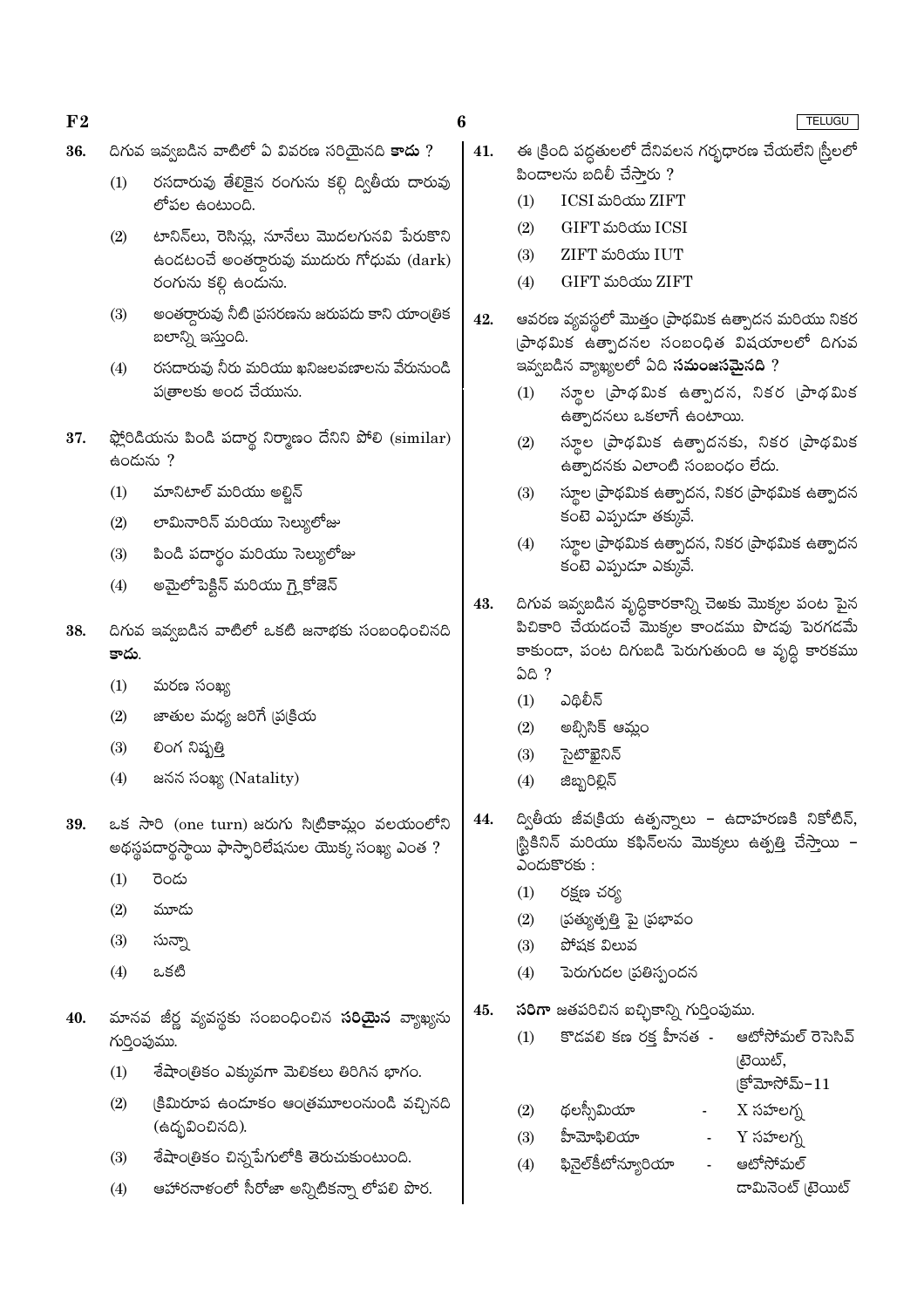36. దిగువ ఇవ్వబడిన వాటిలో ఏ వివరణ సరియైనది **కాదు** ?

 (1) రసదారువు తేలికైన రంగును కల్గి ద్వితీయ దారువు లోపల ఉంటుంది.

 (2) టానిన్‌లు, రెసిన్లు, నూనేలు మొదలగునవి పేరుకొని ఉండటంచే అంతర్దారువు ముదురు గోధుమ (dark) రంగును కల్గి ఉండును.

 (3) అంతర్దారువు నీటి ప్రసరణను జరుపదు కాని యాంత్రిక బలాన్ని ఇస్తుంది.

 (4) రసదారువు నీరు మరియు ఖనిజలవణాలను వేరునుండి పత్రాలకు అంద చేయును.

37. ఫ్లోరిడియను పిండి పదార్థ నిర్మాణం దేనిని పోలి (similar) ఉండును ?

 (1) మానిటాల్ మరియు అల్జిన్

 (2) లామినారిన్ మరియు సెల్యులోజు

 (3) పిండి పదార్థం మరియు సెల్యులోజు

 (4) అమైలోపెక్టిన్ మరియు గ్లైకోజెన్

38. దిగువ ఇవ్వబడిన వాటిలో ఒకటి జనాభకు సంబంధించినది **కాదు**.

 (1) మరణ సంఖ్య

 (2) జాతుల మధ్య జరిగే ప్రక్రియ

 (3) లింగ నిష్పత్తి

 (4) జనన సంఖ్య (Natality)

39. ఒక సారి (one turn) జరుగు సిట్రికామ్లం వలయంలోని అధస్థపదార్థస్థాయి ఫాస్ఫారిలేషనుల యొక్క సంఖ్య ఎంత ?

 (1) రెండు

 (2) మూడు

 (3) సున్నా

 (4) ఒకటి

40. మానవ జీర్ణ వ్యవస్థకు సంబంధించిన **సరియైన** వ్యాఖ్యను గుర్తింపుము.

 (1) శేషాంత్రికం ఎక్కువగా మెలికలు తిరిగిన భాగం.

 (2) క్రిమిరూప ఉండూకం ఆంత్రమూలంనుండి వచ్చినది (ఉద్భవించినది).

 (3) శేషాంత్రికం చిన్నపేగులోకి తెరుచుకుంటుంది.

 (4) ఆహారనాళంలో సీరోజా అన్నిటికన్నా లోపలి పొర.

41. ఈ క్రింది పద్ధతులలో దేనివలన గర్భధారణ చేయలేని స్త్రీలలో పిండాలను బదిలీ చేస్తారు ?

 (1) ICSI మరియు ZIFT

 (2) GIFT మరియు ICSI

 (3) ZIFT మరియు IUT

 (4) GIFT మరియు ZIFT

42. ఆవరణ వ్యవస్థలో మొత్తం ప్రాథమిక ఉత్పాదన మరియు నికర ప్రాథమిక ఉత్పాదనల సంబంధిత విషయాలలో దిగువ ఇవ్వబడిన వ్యాఖ్యలలో ఏది **సమంజసమైనది** ?

 (1) స్థూల ప్రాథమిక ఉత్పాదన, నికర ప్రాథమిక ఉత్పాదనలు ఒకలాగే ఉంటాయి.

 (2) స్థూల ప్రాథమిక ఉత్పాదనకు, నికర ప్రాథమిక ఉత్పాదనకు ఎలాంటి సంబంధం లేదు.

 (3) స్థూల ప్రాథమిక ఉత్పాదన, నికర ప్రాథమిక ఉత్పాదన కంటె ఎప్పుడూ తక్కువే.

 (4) స్థూల ప్రాథమిక ఉత్పాదన, నికర ప్రాథమిక ఉత్పాదన కంటె ఎప్పుడూ ఎక్కువే.

43. దిగువ ఇవ్వబడిన వృద్ధికారకాన్ని చెఱకు మొక్కల పంట పైన పిచికారి చేయడంచే మొక్కల కాండము పొడవు పెరగడమే కాకుండా, పంట దిగుబడి పెరుగుతుంది ఆ వృద్ధి కారకము ఏది ?

 (1) ఎథిలీన్

 (2) అబ్సిసిక్ ఆమ్లం

 (3) సైటోకైనిన్

 (4) జిబ్బరెల్లిన్

44. ద్వితీయ జీవక్రియ ఉత్పన్నాలు – ఉదాహరణకి నికోటిన్, స్ట్రికినిన్ మరియు కఫిన్‌లను మొక్కలు ఉత్పత్తి చేస్తాయి – ఎందుకొరకు :

 (1) రక్షణ చర్య

 (2) ప్రత్యుత్పత్తి పై ప్రభావం

 (3) పోషక విలువ

 (4) పెరుగుదల ప్రతిస్పందన

45. **సరిగా** జతపరిచిన ఐచ్ఛికాన్ని గుర్తింపుము.

 (1) కొడవలి కణ రక్త హీనత - ఆటోసోమల్ రెసెసివ్ ట్రెయిట్, క్రోమోసోమ్–11

 (2) థలస్సీమియా - X సహలగ్న

 (3) హీమోఫిలియా - Y సహలగ్న

 (4) ఫినైల్‌కీటోన్యూరియా - ఆటోసోమల్ డామినెంట్ ట్రెయిట్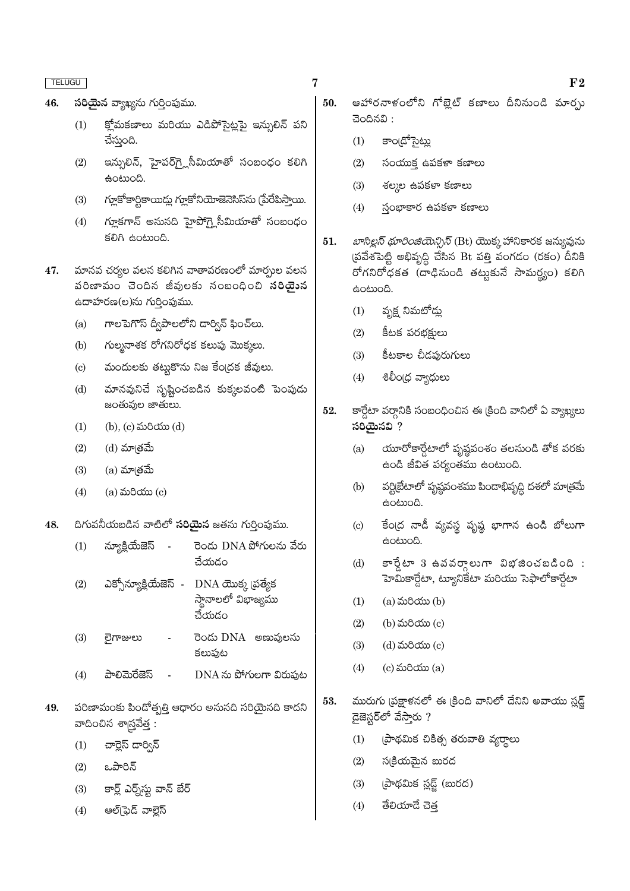46. **సరియైన** వ్యాఖ్యను గుర్తింపుము.

 (1) క్లోమకణాలు మరియు ఎడిపోసైట్లపై ఇన్సులిన్ పని చేస్తుంది.

 (2) ఇన్సులిన్, హైపర్‌గ్లైసీమియాతో సంబంధం కలిగి ఉంటుంది.

 (3) గ్లూకోకార్టికాయిడ్లు గ్లూకోనియోజెనెసిస్‌ను ప్రేరేపిస్తాయి.

 (4) గ్లూకగాన్ అనునది హైపోగ్లైసీమియాతో సంబంధం కలిగి ఉంటుంది.

47. మానవ చర్యల వలన కలిగిన వాతావరణంలో మార్పుల వలన పరిణామం చెందిన జీవులకు సంబంధించి **సరియైన** ఉదాహరణ(ల)ను గుర్తింపుము.

 (a) గాలపెగొస్ ద్వీపాలలోని డార్విన్ ఫించ్‌లు.

 (b) గుల్మనాశక రోగనిరోధక కలుపు మొక్కలు.

 (c) మందులకు తట్టుకొను నిజ కేంద్రక జీవులు.

 (d) మానవునిచే సృష్టించబడిన కుక్కలవంటి పెంపుడు జంతువుల జాతులు.

 (1) (b), (c) మరియు (d)

 (2) (d) మాత్రమే

 (3) (a) మాత్రమే

 (4) (a) మరియు (c)

48. దిగువనీయబడిన వాటిలో **సరియైన** జతను గుర్తింపుము.

 (1) న్యూక్లియేజెస్ - రెండు DNA పోగులను వేరు చేయడం

 (2) ఎక్సోన్యూక్లియేజెస్ - DNA యొక్క ప్రత్యేక స్థానాలలో విభాజ్యము చేయడం

 (3) లైగాజులు - రెండు DNA అణువులను కలుపుట

 (4) పాలిమెరేజెస్ - DNA ను పోగులగా విరుపుట

49. పరిణామంకు పిండోత్పత్తి ఆధారం అనునది సరియైనది కాదని వాదించిన శాస్త్రవేత్త :

 (1) చార్లెస్ డార్విన్

 (2) ఒపారిన్

 (3) కార్ల్ ఎర్నెస్టు వాన్ బేర్

 (4) ఆల్‌ఫ్రెడ్ వాలెస్

50. ఆహారనాళంలోని గోబ్లెట్ కణాలు దీనినుండి మార్పు చెందినవి :

 (1) కాండ్రోసైట్లు

 (2) సంయుక్త ఉపకళా కణాలు

 (3) శల్కల ఉపకళా కణాలు

 (4) స్తంభాకార ఉపకళా కణాలు

51. *బాసిల్లస్ థూరింజియెన్సిస్* (Bt) యొక్క హానికారక జన్యువును ప్రవేశపెట్టి అభివృద్ధి చేసిన Bt పత్తి వంగడం (రకం) దీనికి రోగనిరోధకత (దాడినుండి తట్టుకునే సామర్థ్యం) కలిగి ఉంటుంది.

 (1) వృక్ష నిమటోడ్లు

 (2) కీటక పరభక్షులు

 (3) కీటకాల చీడపురుగులు

 (4) శిలీంధ్ర వ్యాధులు

52. కార్డేటా వర్గానికి సంబంధించిన ఈ క్రింది వానిలో ఏ వ్యాఖ్యలు **సరియైనవి** ?

 (a) యూరోకార్డేటాలో పృష్ఠవంశం తలనుండి తోక వరకు ఉండి జీవిత పర్యంతము ఉంటుంది.

 (b) వర్టిబ్రేటాలో పృష్ఠవంశము పిండాభివృద్ధి దశలో మాత్రమే ఉంటుంది.

 (c) కేంద్ర నాడీ వ్యవస్థ పృష్ఠ భాగాన ఉండి బోలుగా ఉంటుంది.

 (d) కార్డేటా 3 ఉపవర్గాలుగా విభజించబడింది : హెమికార్డేటా, ట్యూనికేటా మరియు సెఫాలోకార్డేటా

 (1) (a) మరియు (b)

 (2) (b) మరియు (c)

 (3) (d) మరియు (c)

 (4) (c) మరియు (a)

53. మురుగు ప్రక్షాళనలో ఈ క్రింది వానిలో దేనిని అవాయు స్లడ్జ్ డైజెస్టర్‌లో వేస్తారు ?

 (1) ప్రాథమిక చికిత్స తరువాతి వ్యర్థాలు

 (2) సక్రియమైన బురద

 (3) ప్రాథమిక స్లడ్జ్ (బురద)

 (4) తేలియాడే చెత్త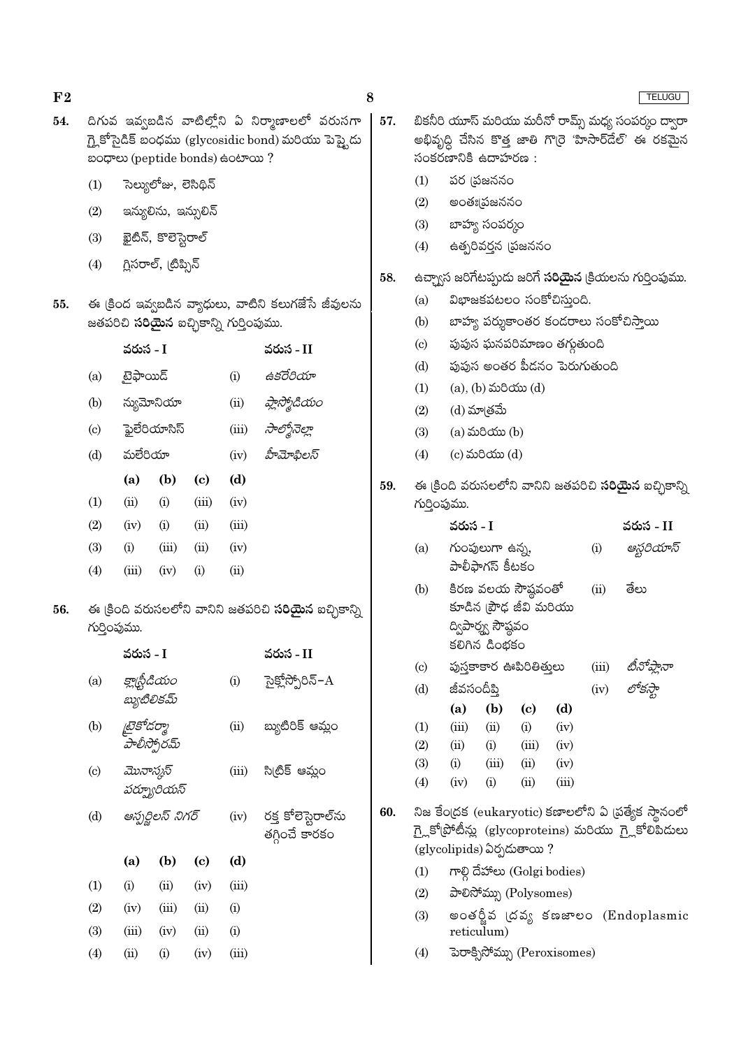54. దిగువ ఇవ్వబడిన వాటిల్లోని ఏ నిర్మాణాలలో వరుసగా గ్లైకోసైడిక్ బంధము (glycosidic bond) మరియు పెప్టైడు బంధాలు (peptide bonds) ఉంటాయి ?

(1) సెల్యులోజు, లెసిథిన్

(2) ఇన్యులిను, ఇన్సులిన్

(3) ఖైటిన్, కొలెస్టెరాల్

(4) గ్లిసరాల్, ట్రిప్సిన్

55. ఈ క్రింద ఇవ్వబడిన వ్యాధులు, వాటిని కలుగజేసే జీవులను జతపరిచి **సరియైన** ఐచ్ఛికాన్ని గుర్తింపుము.

| | వరుస - I | | వరుస - II |
|---|---|---|---|
| (a) | టైఫాయిడ్ | (i) | *ఉకరేరియా* |
| (b) | న్యుమోనియా | (ii) | *ప్లాస్మోడియం* |
| (c) | ఫైలేరియాసిస్ | (iii) | *సాల్మోనెల్లా* |
| (d) | మలేరియా | (iv) | *హీమోఫిలస్* |

| | (a) | (b) | (c) | (d) |
|---|---|---|---|---|
| (1) | (ii) | (i) | (iii) | (iv) |
| (2) | (iv) | (i) | (ii) | (iii) |
| (3) | (i) | (iii) | (ii) | (iv) |
| (4) | (iii) | (iv) | (i) | (ii) |

56. ఈ క్రింది వరుసలలోని వానిని జతపరిచి **సరియైన** ఐచ్ఛికాన్ని గుర్తింపుము.

| | వరుస - I | | వరుస - II |
|---|---|---|---|
| (a) | *క్లాస్ట్రీడియం బ్యుటిలికమ్* | (i) | సైక్లోస్పోరిన్-A |
| (b) | *ట్రైకోడర్మా పాలీస్పోరమ్* | (ii) | బ్యుటిరిక్ ఆమ్లం |
| (c) | *మొనాస్కస్ పర్ప్యూరియస్* | (iii) | సిట్రిక్ ఆమ్లం |
| (d) | *ఆస్పర్జిలస్ నిగర్* | (iv) | రక్త కోలెస్టెరాల్‌ను తగ్గించే కారకం |

| | (a) | (b) | (c) | (d) |
|---|---|---|---|---|
| (1) | (i) | (ii) | (iv) | (iii) |
| (2) | (iv) | (iii) | (ii) | (i) |
| (3) | (iii) | (iv) | (ii) | (i) |
| (4) | (ii) | (i) | (iv) | (iii) |

57. బికనీరి యూస్ మరియు మరీనో రామ్స్ మధ్య సంపర్కం ద్వారా అభివృద్ధి చేసిన కొత్త జాతి గొర్రె 'హిసార్‌డేల్' ఈ రకమైన సంకరణానికి ఉదాహరణ :

(1) పర ప్రజననం

(2) అంతఃప్రజననం

(3) బాహ్య సంపర్కం

(4) ఉత్పరివర్తన ప్రజననం

58. ఉచ్ఛ్వాస జరిగేటప్పుడు జరిగే **సరియైన** క్రియలను గుర్తింపుము.

(a) విభాజకపటలం సంకోచిస్తుంది.

(b) బాహ్య పర్శుకాంతర కండరాలు సంకోచిస్తాయి

(c) పుపుస ఘనపరిమాణం తగ్గుతుంది

(d) పుపుస అంతర పీడనం పెరుగుతుంది

(1) (a), (b) మరియు (d)

(2) (d) మాత్రమే

(3) (a) మరియు (b)

(4) (c) మరియు (d)

59. ఈ క్రింది వరుసలలోని వానిని జతపరిచి **సరియైన** ఐచ్ఛికాన్ని గుర్తింపుము.

| | వరుస - I | | వరుస - II |
|---|---|---|---|
| (a) | గుంపులుగా ఉన్న, పాలీఫాగస్ కీటకం | (i) | *ఆస్టరియాస్* |
| (b) | కిరణ వలయ సౌష్ఠవంతో కూడిన ప్రౌఢ జీవి మరియు ద్విపార్శ్వ సౌష్ఠవం కలిగిన డింభకం | (ii) | తేలు |
| (c) | పుస్తకాకార ఊపిరితిత్తులు | (iii) | *టీనోప్లానా* |
| (d) | జీవసందీప్తి | (iv) | *లోకస్టా* |

| | (a) | (b) | (c) | (d) |
|---|---|---|---|---|
| (1) | (iii) | (ii) | (i) | (iv) |
| (2) | (ii) | (i) | (iii) | (iv) |
| (3) | (i) | (iii) | (ii) | (iv) |
| (4) | (iv) | (i) | (ii) | (iii) |

60. నిజ కేంద్రక (eukaryotic) కణాలలోని ఏ ప్రత్యేక స్థానంలో గ్లైకోప్రోటీన్లు (glycoproteins) మరియు గ్లైకోలిపిడులు (glycolipids) ఏర్పడుతాయి ?

(1) గాల్గి దేహాలు (Golgi bodies)

(2) పాలిసోమ్లు (Polysomes)

(3) అంతర్జీవ ద్రవ్య కణజాలం (Endoplasmic reticulum)

(4) పెరాక్సిసోమ్లు (Peroxisomes)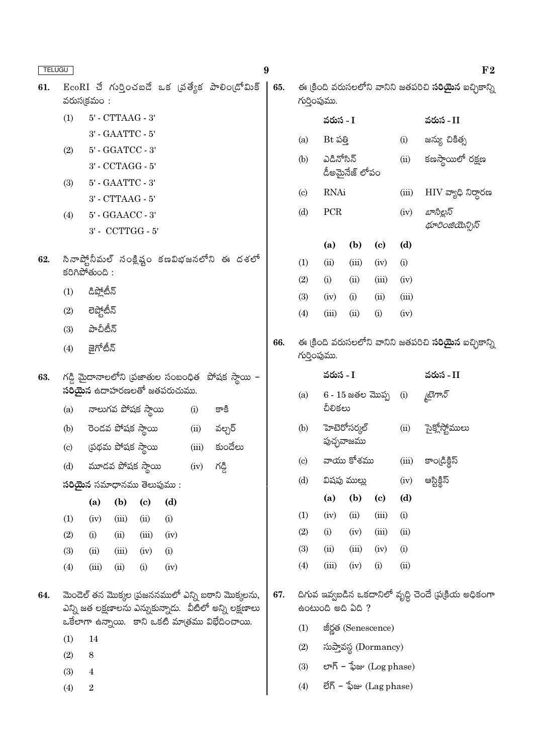61. EcoRI చే గుర్తించబడే ఒక ప్రత్యేక పాలింద్రోమిక్ వరుసక్రమం :

(1) 5' - CTTAAG - 3'
3' - GAATTC - 5'

(2) 5' - GGATCC - 3'
3' - CCTAGG - 5'

(3) 5' - GAATTC - 3'
3' - CTTAAG - 5'

(4) 5' - GGAACC - 3'
3' - CCTTGG - 5'

62. సినాప్టోనీమల్ సంక్లిష్టం కణవిభజనలోని ఈ దశలో కరిగిపోతుంది :

(1) డిప్లోటీన్
(2) లెప్టోటీన్
(3) పాచీటీన్
(4) జైగోటీన్

63. గడ్డి మైదానాలలోని ప్రజాతుల సంబంధిత పోషక స్థాయి – **సరియైన** ఉదాహరణలతో జతపరుచుము.

| | వరుస - I | | వరుస - II |
|---|---|---|---|
| (a) | నాలుగవ పోషక స్థాయి | (i) | కాకి |
| (b) | రెండవ పోషక స్థాయి | (ii) | వల్చర్ |
| (c) | ప్రథమ పోషక స్థాయి | (iii) | కుందేలు |
| (d) | మూడవ పోషక స్థాయి | (iv) | గడ్డి |

**సరియైన** సమాధానము తెలుపుము :

| | (a) | (b) | (c) | (d) |
|---|---|---|---|---|
| (1) | (iv) | (iii) | (ii) | (i) |
| (2) | (i) | (ii) | (iii) | (iv) |
| (3) | (ii) | (iii) | (iv) | (i) |
| (4) | (iii) | (ii) | (i) | (iv) |

64. మెండెల్ తన మొక్కల ప్రజననములో ఎన్ని బఠాని మొక్కలను, ఎన్ని జత లక్షణాలను ఎన్నుకున్నాడు. వీటిలో అన్ని లక్షణాలు ఒకేలాగా ఉన్నాయి. కాని ఒకటి మాత్రము విభేదించాయి.

(1) 14
(2) 8
(3) 4
(4) 2

65. ఈ క్రింది వరుసలలోని వానిని జతపరిచి **సరియైన** ఐచ్ఛికాన్ని గుర్తింపుము.

| | వరుస - I | | వరుస - II |
|---|---|---|---|
| (a) | Bt పత్తి | (i) | జన్యు చికిత్స |
| (b) | ఎడినోసిన్ డీఅమైనేజ్ లోపం | (ii) | కణస్థాయిలో రక్షణ |
| (c) | RNAi | (iii) | HIV వ్యాధి నిర్ధారణ |
| (d) | PCR | (iv) | *బాసిల్లస్ థూరింజియెన్సిస్* |

| | (a) | (b) | (c) | (d) |
|---|---|---|---|---|
| (1) | (ii) | (iii) | (iv) | (i) |
| (2) | (i) | (ii) | (iii) | (iv) |
| (3) | (iv) | (i) | (ii) | (iii) |
| (4) | (iii) | (ii) | (i) | (iv) |

66. ఈ క్రింది వరుసలలోని వానిని జతపరిచి **సరియైన** ఐచ్ఛికాన్ని గుర్తింపుము.

| | వరుస - I | | వరుస - II |
|---|---|---|---|
| (a) | 6 - 15 జతల మొప్ప చీలికలు | (i) | *ట్రైగాన్* |
| (b) | హెటెరోసర్కల్ పుచ్ఛవాజము | (ii) | సైక్లోస్టోములు |
| (c) | వాయు కోశము | (iii) | కాండ్రిక్థిస్ |
| (d) | విషపు ముల్లు | (iv) | ఆస్టిక్థిస్ |

| | (a) | (b) | (c) | (d) |
|---|---|---|---|---|
| (1) | (iv) | (ii) | (iii) | (i) |
| (2) | (i) | (iv) | (iii) | (ii) |
| (3) | (ii) | (iii) | (iv) | (i) |
| (4) | (iii) | (iv) | (i) | (ii) |

67. దిగువ ఇవ్వబడిన ఒకదానిలో వృద్ధి చెందే ప్రక్రియ అధికంగా ఉంటుంది అది ఏది ?

(1) జీర్ణత (Senescence)
(2) సుప్తావస్థ (Dormancy)
(3) లాగ్ – ఫేజు (Log phase)
(4) లేగ్ – ఫేజు (Lag phase)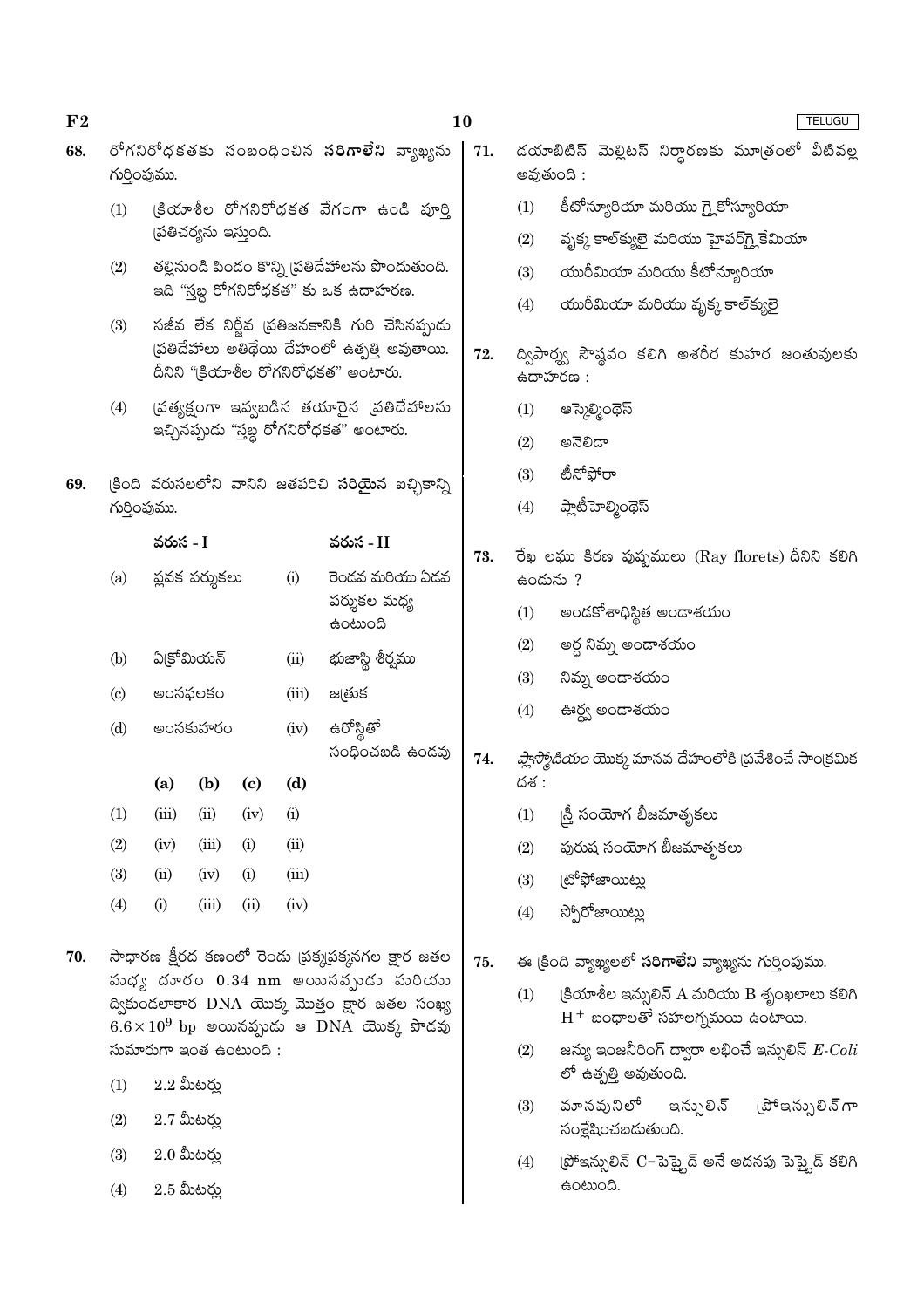68. రోగనిరోధకతకు సంబంధించిన **సరిగాలేని** వ్యాఖ్యను గుర్తింపుము.

(1) క్రియాశీల రోగనిరోధకత వేగంగా ఉండి పూర్తి ప్రతిచర్యను ఇస్తుంది.

(2) తల్లినుండి పిండం కొన్ని ప్రతిదేహాలను పొందుతుంది. ఇది "స్తబ్ద రోగనిరోధకత" కు ఒక ఉదాహరణ.

(3) సజీవ లేక నిర్జీవ ప్రతిజనకానికి గురి చేసినప్పుడు ప్రతిదేహాలు అతిథేయి దేహంలో ఉత్పత్తి అవుతాయి. దీనిని "క్రియాశీల రోగనిరోధకత" అంటారు.

(4) ప్రత్యక్షంగా ఇవ్వబడిన తయారైన ప్రతిదేహాలను ఇచ్చినప్పుడు "స్తబ్ద రోగనిరోధకత" అంటారు.

69. క్రింది వరుసలలోని వానిని జతపరిచి **సరియైన** ఐచ్ఛికాన్ని గుర్తింపుము.

| | వరుస - I | | వరుస - II |
|---|---|---|---|
| (a) | ప్లవక పర్శుకలు | (i) | రెండవ మరియు ఏడవ పర్శుకల మధ్య ఉంటుంది |
| (b) | ఏక్రోమియన్ | (ii) | భుజాస్థి శీర్షము |
| (c) | అంసఫలకం | (iii) | జత్రుక |
| (d) | అంసకుహరం | (iv) | ఉరోస్థితో సంధించబడి ఉండవు |

| | (a) | (b) | (c) | (d) |
|---|---|---|---|---|
| (1) | (iii) | (ii) | (iv) | (i) |
| (2) | (iv) | (iii) | (i) | (ii) |
| (3) | (ii) | (iv) | (i) | (iii) |
| (4) | (i) | (iii) | (ii) | (iv) |

70. సాధారణ క్షీరద కణంలో రెండు ప్రక్కప్రక్కనగల క్షార జతల మధ్య దూరం 0.34 nm అయినప్పుడు మరియు ద్వికుండలాకార DNA యొక్క మొత్తం క్షార జతల సంఖ్య $6.6 \times 10^9$ bp అయినప్పుడు ఆ DNA యొక్క పొడవు సుమారుగా ఇంత ఉంటుంది :

(1) 2.2 మీటర్లు

(2) 2.7 మీటర్లు

(3) 2.0 మీటర్లు

(4) 2.5 మీటర్లు

71. డయాబిటిస్ మెల్లిటస్ నిర్ధారణకు మూత్రంలో వీటివల్ల అవుతుంది :

(1) కీటోన్యూరియా మరియు గ్లైకోస్యూరియా

(2) వృక్క కాల్‌క్యులై మరియు హైపర్‌గ్లైకేమియా

(3) యురీమియా మరియు కీటోన్యూరియా

(4) యురీమియా మరియు వృక్క కాల్‌క్యులై

72. ద్విపార్శ్వ సౌష్ఠవం కలిగి అశరీర కుహర జంతువులకు ఉదాహరణ :

(1) ఆస్కెల్మింథెస్

(2) అనెలిడా

(3) టీనోఫోరా

(4) ప్లాటీహెల్మింథెస్

73. రేఖ లఘు కిరణ పుష్పములు (Ray florets) దీనిని కలిగి ఉండును ?

(1) అండకోశాధిస్థిత అండాశయం

(2) అర్ధ నిమ్న అండాశయం

(3) నిమ్న అండాశయం

(4) ఊర్ధ్వ అండాశయం

74. *ప్లాస్మోడియం* యొక్క మానవ దేహంలోకి ప్రవేశించే సాంక్రమిక దశ :

(1) స్త్రీ సంయోగ బీజమాతృకలు

(2) పురుష సంయోగ బీజమాతృకలు

(3) ట్రోఫోజాయిట్లు

(4) స్పోరోజాయిట్లు

75. ఈ క్రింది వ్యాఖ్యలలో **సరిగాలేని** వ్యాఖ్యను గుర్తింపుము.

(1) క్రియాశీల ఇన్సులిన్ A మరియు B శృంఖలాలు కలిగి $H^+$ బంధాలతో సహలగ్నమయి ఉంటాయి.

(2) జన్యు ఇంజనీరింగ్ ద్వారా లభించే ఇన్సులిన్ *E-Coli* లో ఉత్పత్తి అవుతుంది.

(3) మానవునిలో ఇన్సులిన్ ప్రోఇన్సులిన్‌గా సంశ్లేషించబడుతుంది.

(4) ప్రోఇన్సులిన్ C–పెప్టైడ్ అనే అదనపు పెప్టైడ్ కలిగి ఉంటుంది.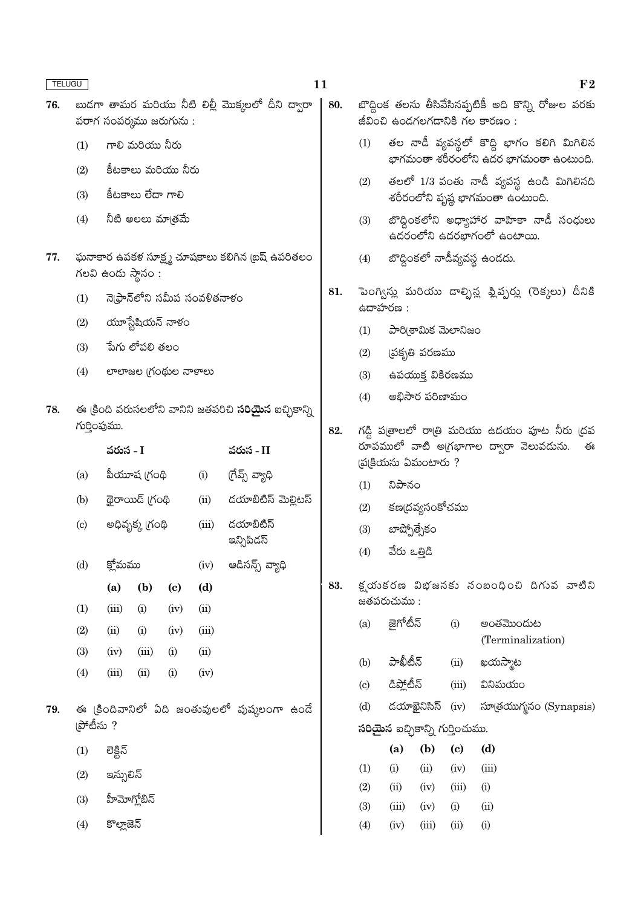76. బుడగా తామర మరియు నీటి లిల్లీ మొక్కలలో దీని ద్వారా పరాగ సంపర్కము జరుగును :

(1) గాలి మరియు నీరు

(2) కీటకాలు మరియు నీరు

(3) కీటకాలు లేదా గాలి

(4) నీటి అలలు మాత్రమే

77. ఘనాకార ఉపకళ సూక్ష్మ చూషకాలు కలిగిన బ్రష్ ఉపరితలం గలవి ఉండు స్థానం :

(1) నెఫ్రాన్‌లోని సమీప సంవళితనాళం

(2) యూస్టేషియన్ నాళం

(3) పేగు లోపలి తలం

(4) లాలాజల గ్రంథుల నాళాలు

78. ఈ క్రింది వరుసలలోని వానిని జతపరిచి **సరియైన** ఐచ్ఛికాన్ని గుర్తింపుము.

| | వరుస - I | | వరుస - II |
|---|---|---|---|
| (a) | పీయూష గ్రంథి | (i) | గ్రేవ్స్ వ్యాధి |
| (b) | థైరాయిడ్ గ్రంథి | (ii) | డయాబిటిస్ మెల్లిటస్ |
| (c) | అధివృక్క గ్రంథి | (iii) | డయాబిటిస్ ఇన్సిపిడస్ |
| (d) | క్లోమము | (iv) | ఆడిసన్స్ వ్యాధి |

| | (a) | (b) | (c) | (d) |
|---|---|---|---|---|
| (1) | (iii) | (i) | (iv) | (ii) |
| (2) | (ii) | (i) | (iv) | (iii) |
| (3) | (iv) | (iii) | (i) | (ii) |
| (4) | (iii) | (ii) | (i) | (iv) |

79. ఈ క్రిందివానిలో ఏది జంతువులలో పుష్కలంగా ఉండే ప్రోటీను ?

(1) లెక్టిన్

(2) ఇన్సులిన్

(3) హీమోగ్లోబిన్

(4) కొల్లాజెన్

80. బొద్దింక తలను తీసివేసినప్పటికీ అది కొన్ని రోజుల వరకు జీవించి ఉండగలగడానికి గల కారణం :

(1) తల నాడీ వ్యవస్థలో కొద్ది భాగం కలిగి మిగిలిన భాగమంతా శరీరంలోని ఉదర భాగమంతా ఉంటుంది.

(2) తలలో 1/3 వంతు నాడీ వ్యవస్థ ఉండి మిగిలినది శరీరంలోని పృష్ఠ భాగమంతా ఉంటుంది.

(3) బొద్దింకలోని అధ్యాహార వాహికా నాడీ సంధులు ఉదరంలోని ఉదరభాగంలో ఉంటాయి.

(4) బొద్దింకలో నాడీవ్యవస్థ ఉండదు.

81. పెంగ్విన్లు మరియు డాల్ఫిన్ల ఫ్లిప్పర్లు (రెక్కలు) దీనికి ఉదాహరణ :

(1) పారిశ్రామిక మెలానిజం

(2) ప్రకృతి వరణము

(3) ఉపయుక్త వికిరణము

(4) అభిసార పరిణామం

82. గడ్డి పత్రాలలో రాత్రి మరియు ఉదయం పూట నీరు ద్రవ రూపములో వాటి అగ్రభాగాల ద్వారా వెలువడును. ఈ ప్రక్రియను ఏమంటారు ?

(1) నిపానం

(2) కణద్రవ్యసంకోచము

(3) బాష్పోత్సేకం

(4) వేరు ఒత్తిడి

83. క్షయకరణ విభజనకు సంబంధించి దిగువ వాటిని జతపరుచుము :

| | | | |
|---|---|---|---|
| (a) | జైగోటీన్ | (i) | అంతమొందుట (Terminalization) |
| (b) | పాఖీటీన్ | (ii) | ఖయస్మాట |
| (c) | డిప్లోటీన్ | (iii) | వినిమయం |
| (d) | డయాకైనిసిస్ | (iv) | సూత్రయుగ్మనం (Synapsis) |

**సరియైన** ఐచ్ఛికాన్ని గుర్తించుము.

| | (a) | (b) | (c) | (d) |
|---|---|---|---|---|
| (1) | (i) | (ii) | (iv) | (iii) |
| (2) | (ii) | (iv) | (iii) | (i) |
| (3) | (iii) | (iv) | (i) | (ii) |
| (4) | (iv) | (iii) | (ii) | (i) |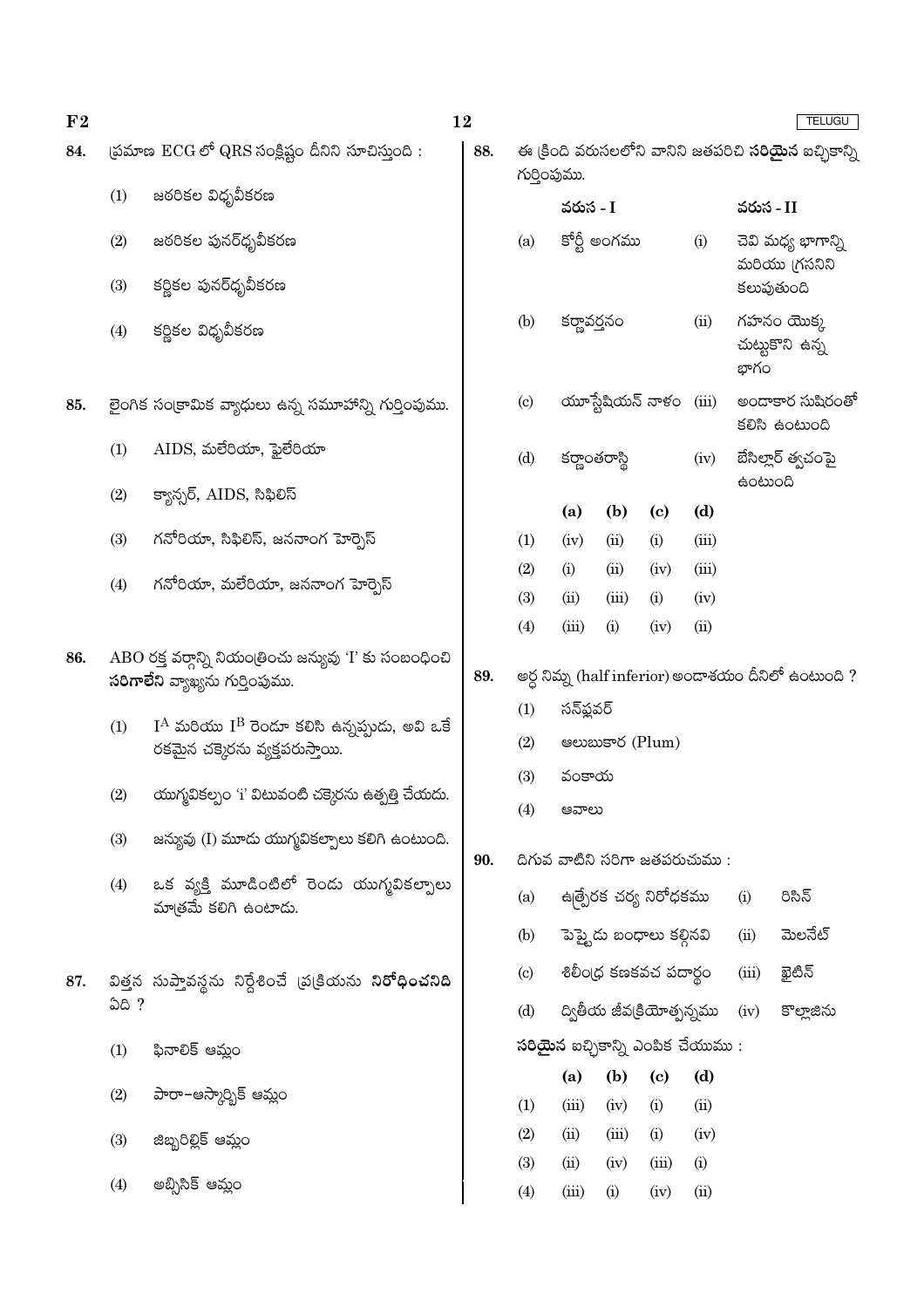84. ప్రమాణ ECG లో QRS సంక్లిష్టం దీనిని సూచిస్తుంది :

(1) జఠరికల విధృవీకరణ

(2) జఠరికల పునర్ధృవీకరణ

(3) కర్ణికల పునర్ధృవీకరణ

(4) కర్ణికల విధృవీకరణ

85. లైంగిక సంక్రామిక వ్యాధులు ఉన్న సమూహాన్ని గుర్తింపుము.

(1) AIDS, మలేరియా, ఫైలేరియా

(2) క్యాన్సర్, AIDS, సిఫిలిస్

(3) గనోరియా, సిఫిలిస్, జననాంగ హెర్పెస్

(4) గనోరియా, మలేరియా, జననాంగ హెర్పెస్

86. ABO రక్త వర్గాన్ని నియంత్రించు జన్యువు 'I' కు సంబంధించి **సరిగాలేని** వ్యాఖ్యను గుర్తింపుము.

(1) $I^A$ మరియు $I^B$ రెండూ కలిసి ఉన్నప్పుడు, అవి ఒకే రకమైన చక్కెరను వ్యక్తపరుస్తాయి.

(2) యుగ్మవికల్పం 'i' ఏ విటువంటి చక్కెరను ఉత్పత్తి చేయదు.

(3) జన్యువు (I) మూడు యుగ్మవికల్పాలు కలిగి ఉంటుంది.

(4) ఒక వ్యక్తి మూడింటిలో రెండు యుగ్మవికల్పాలు మాత్రమే కలిగి ఉంటాడు.

87. విత్తన సుప్తావస్థను నిర్దేశించే ప్రక్రియను **నిరోధించనిది** ఏది ?

(1) ఫినాలిక్ ఆమ్లం

(2) పారా–ఆస్కార్బిక్ ఆమ్లం

(3) జిబ్బరిల్లిక్ ఆమ్లం

(4) అబ్సిసిక్ ఆమ్లం

88. ఈ క్రింది వరుసలలోని వానిని జతపరిచి **సరియైన** ఐచ్ఛికాన్ని గుర్తింపుము.

| | వరుస - I | | వరుస - II |
|---|---|---|---|
| (a) | కోర్టీ అంగము | (i) | చెవి మధ్య భాగాన్ని మరియు గ్రసనిని కలుపుతుంది |
| (b) | కర్ణావర్తనం | (ii) | గహనం యొక్క చుట్టుకొని ఉన్న భాగం |
| (c) | యూస్టేషియన్ నాళం | (iii) | అండాకార సుషిరంతో కలిసి ఉంటుంది |
| (d) | కర్ణాంతరాస్థి | (iv) | బేసిల్లార్ త్వచంపై ఉంటుంది |

| | (a) | (b) | (c) | (d) |
|---|---|---|---|---|
| (1) | (iv) | (ii) | (i) | (iii) |
| (2) | (i) | (ii) | (iv) | (iii) |
| (3) | (ii) | (iii) | (i) | (iv) |
| (4) | (iii) | (i) | (iv) | (ii) |

89. అర్ధ నిమ్న (half inferior) అండాశయం దీనిలో ఉంటుంది ?

(1) సన్‌ఫ్లవర్

(2) ఆలుబుకార (Plum)

(3) వంకాయ

(4) ఆవాలు

90. దిగువ వాటిని సరిగా జతపరుచుము :

| | | | |
|---|---|---|---|
| (a) | ఉత్ప్రేరక చర్య నిరోధకము | (i) | రిసిన్ |
| (b) | పెప్టైడ్ బంధాలు కల్గినవి | (ii) | మెలనేట్ |
| (c) | శిలీంధ్ర కణకవచ పదార్థం | (iii) | కైటిన్ |
| (d) | ద్వితీయ జీవక్రియోత్పన్నము | (iv) | కొల్లాజిను |

**సరియైన** ఐచ్ఛికాన్ని ఎంపిక చేయుము :

| | (a) | (b) | (c) | (d) |
|---|---|---|---|---|
| (1) | (iii) | (iv) | (i) | (ii) |
| (2) | (ii) | (iii) | (i) | (iv) |
| (3) | (ii) | (iv) | (iii) | (i) |
| (4) | (iii) | (i) | (iv) | (ii) |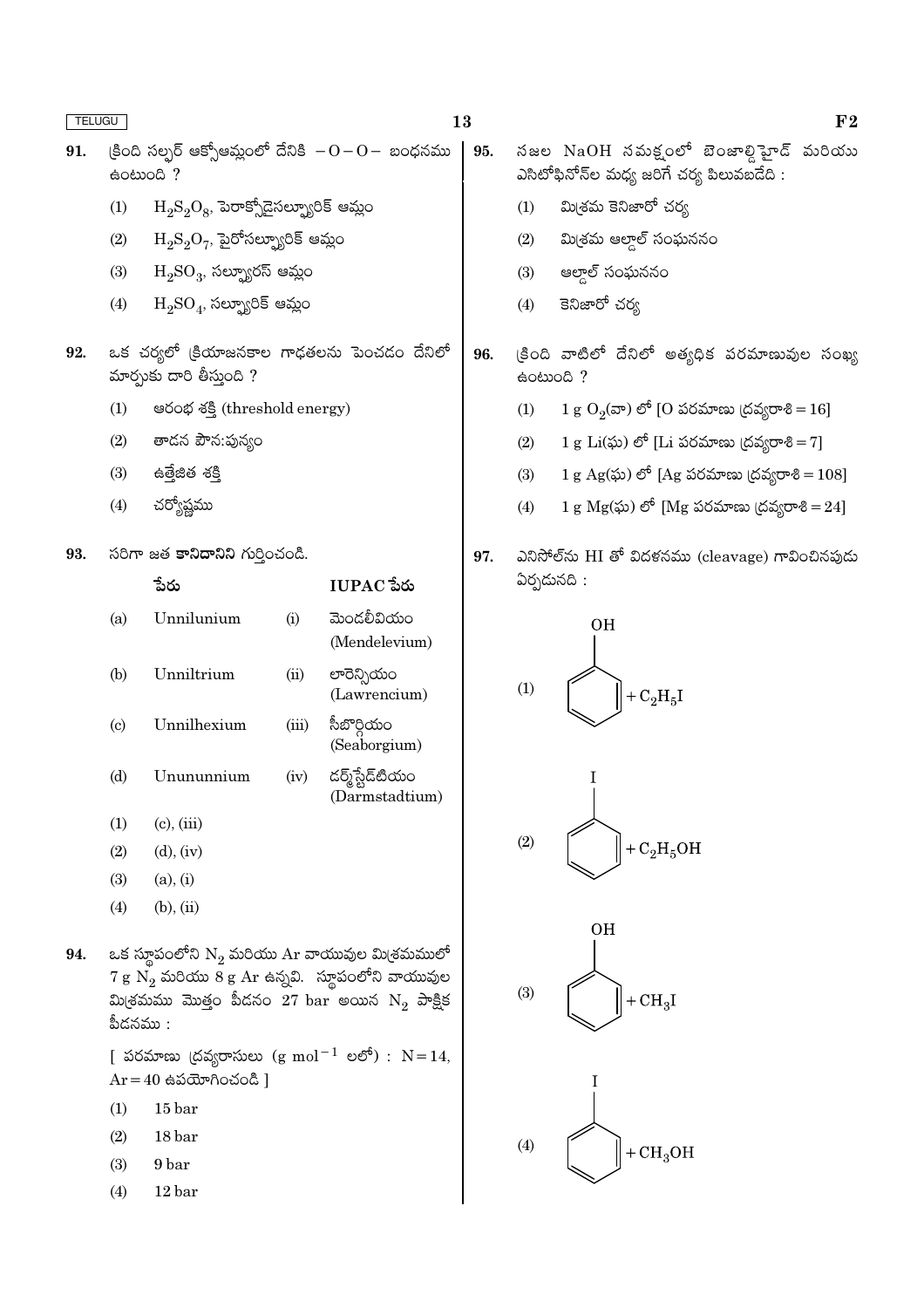91. క్రింది సల్ఫర్ ఆక్సోఆమ్లంలో దేనికి $-O-O-$ బంధనము ఉంటుంది ?

(1) $H_2S_2O_8$, పెరాక్సోడైసల్ఫ్యూరిక్ ఆమ్లం

(2) $H_2S_2O_7$, పైరోసల్ఫ్యూరిక్ ఆమ్లం

(3) $H_2SO_3$, సల్ఫ్యూరస్ ఆమ్లం

(4) $H_2SO_4$, సల్ఫ్యూరిక్ ఆమ్లం

92. ఒక చర్యలో క్రియాజనకాల గాఢతలను పెంచడం దేనిలో మార్పుకు దారి తీస్తుంది ?

(1) ఆరంభ శక్తి (threshold energy)

(2) తాడన పౌన:పున్యం

(3) ఉత్తేజిత శక్తి

(4) చర్యోష్ణము

93. సరిగా జత **కానిదానిని** గుర్తించండి.

| | పేరు | | IUPAC పేరు |
|---|---|---|---|
| (a) | Unnilunium | (i) | మెండలీవియం (Mendelevium) |
| (b) | Unniltrium | (ii) | లారెన్సియం (Lawrencium) |
| (c) | Unnilhexium | (iii) | సీబొర్గియం (Seaborgium) |
| (d) | Unununnium | (iv) | డర్మ్‌స్టేడ్‌టియం (Darmstadtium) |

(1) (c), (iii)

(2) (d), (iv)

(3) (a), (i)

(4) (b), (ii)

94. ఒక స్థూపంలోని $N_2$ మరియు Ar వాయువుల మిశ్రమములో 7 g $N_2$ మరియు 8 g Ar ఉన్నవి. స్థూపంలోని వాయువుల మిశ్రమము మొత్తం పీడనం 27 bar అయిన $N_2$ పాక్షిక పీడనము :

[ పరమాణు ద్రవ్యరాసులు ($g\ mol^{-1}$ లలో) : N = 14, Ar = 40 ఉపయోగించండి ]

(1) 15 bar

(2) 18 bar

(3) 9 bar

(4) 12 bar

95. నజల NaOH సమక్షంలో బెంజాల్డిహైడ్ మరియు ఎసిటోఫినోన్‌ల మధ్య జరిగే చర్య పిలువబడేది :

(1) మిశ్రమ కెనిజారో చర్య

(2) మిశ్రమ ఆల్డాల్ సంఘననం

(3) ఆల్డాల్ సంఘననం

(4) కెనిజారో చర్య

96. క్రింది వాటిలో దేనిలో అత్యధిక పరమాణువుల సంఖ్య ఉంటుంది ?

(1) 1 g $O_2$(వా) లో [O పరమాణు ద్రవ్యరాశి = 16]

(2) 1 g Li(ఘ) లో [Li పరమాణు ద్రవ్యరాశి = 7]

(3) 1 g Ag(ఘ) లో [Ag పరమాణు ద్రవ్యరాశి = 108]

(4) 1 g Mg(ఘ) లో [Mg పరమాణు ద్రవ్యరాశి = 24]

97. ఎనిసోల్‌ను HI తో విదళనము (cleavage) గావించినపుడు ఏర్పడునది :

(1) $C_6H_5OH + C_2H_5I$

(2) $C_6H_5I + C_2H_5OH$

(3) $C_6H_5OH + CH_3I$

(4) $C_6H_5I + CH_3OH$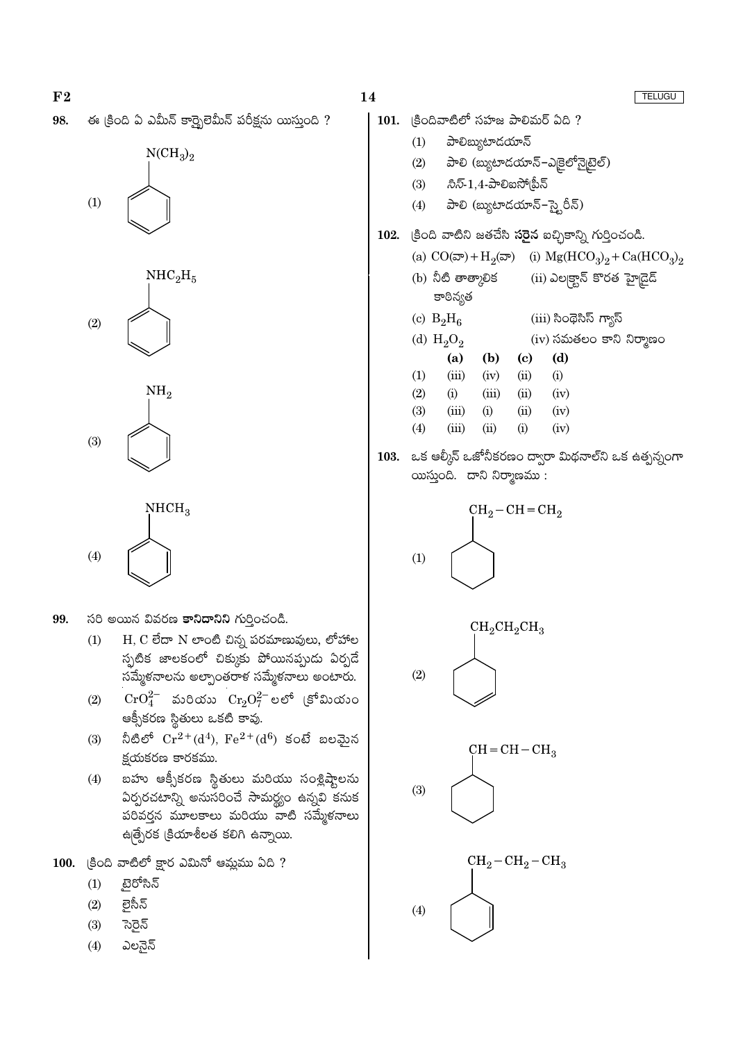98. ఈ క్రింది ఏ ఎమీన్ కార్బైలెమీన్ పరీక్షను యిస్తుంది ?

(1) $N(CH_3)_2$ (బెంజీన్ వలయానికి బంధించబడింది)

(2) $NHC_2H_5$ (బెంజీన్ వలయానికి బంధించబడింది)

(3) $NH_2$ (బెంజీన్ వలయానికి బంధించబడింది)

(4) $NHCH_3$ (బెంజీన్ వలయానికి బంధించబడింది)

99. సరి అయిన వివరణ **కానిదానిని** గుర్తించండి.

(1) H, C లేదా N లాంటి చిన్న పరమాణువులు, లోహాల స్ఫటిక జాలకంలో చిక్కుకు పోయినప్పుడు ఏర్పడే సమ్మేళనాలను అల్పాంతరాళ సమ్మేళనాలు అంటారు.

(2) $CrO_4^{2-}$ మరియు $Cr_2O_7^{2-}$ లలో క్రోమియం ఆక్సీకరణ స్థితులు ఒకటి కావు.

(3) నీటిలో $Cr^{2+}(d^4)$, $Fe^{2+}(d^6)$ కంటే బలమైన క్షయకరణ కారకము.

(4) బహు ఆక్సీకరణ స్థితులు మరియు సంశ్లిష్టాలను ఏర్పరచటాన్ని అనుసరించే సామర్థ్యం ఉన్నవి కనుక పరివర్తన మూలకాలు మరియు వాటి సమ్మేళనాలు ఉత్ప్రేరక క్రియాశీలత కలిగి ఉన్నాయి.

100. క్రింది వాటిలో క్షార ఎమినో ఆమ్లము ఏది ?

(1) టైరోసిన్

(2) లైసీన్

(3) సెరైన్

(4) ఎలనైన్

101. క్రిందివాటిలో సహజ పాలిమర్ ఏది ?

(1) పాలిబ్యుటాడయాన్

(2) పాలి (బ్యుటాడయాన్-ఎక్రైలోనైట్రైల్)

(3) సిస్-1,4-పాలిఐసోప్రీన్

(4) పాలి (బ్యుటాడయాన్-స్టైరీన్)

102. క్రింది వాటిని జతచేసి **సరైన** ఐచ్ఛికాన్ని గుర్తించండి.

| | |
|---|---|
| (a) $CO$(వా) + $H_2$(వా) | (i) $Mg(HCO_3)_2 + Ca(HCO_3)_2$ |
| (b) నీటి తాత్కాలిక కాఠిన్యత | (ii) ఎలక్ట్రాన్ కొరత హైడ్రైడ్ |
| (c) $B_2H_6$ | (iii) సింథసిస్ గ్యాస్ |
| (d) $H_2O_2$ | (iv) సమతలం కాని నిర్మాణం |

| | (a) | (b) | (c) | (d) |
|---|---|---|---|---|
| (1) | (iii) | (iv) | (ii) | (i) |
| (2) | (i) | (iii) | (ii) | (iv) |
| (3) | (iii) | (i) | (ii) | (iv) |
| (4) | (iii) | (ii) | (i) | (iv) |

103. ఒక ఆల్కీన్ ఓజోనీకరణం ద్వారా మిథనాల్‌ని ఒక ఉత్పన్నంగా యిస్తుంది. దాని నిర్మాణము :

(1) $CH_2-CH=CH_2$ (సైక్లోహెక్సేన్ వలయానికి బంధించబడింది)

(2) $CH_2CH_2CH_3$ (సైక్లోహెక్సీన్ వలయానికి బంధించబడింది)

(3) $CH=CH-CH_3$ (సైక్లోహెక్సేన్ వలయానికి బంధించబడింది)

(4) $CH_2-CH_2-CH_3$ (సైక్లోహెక్సీన్ వలయానికి బంధించబడింది)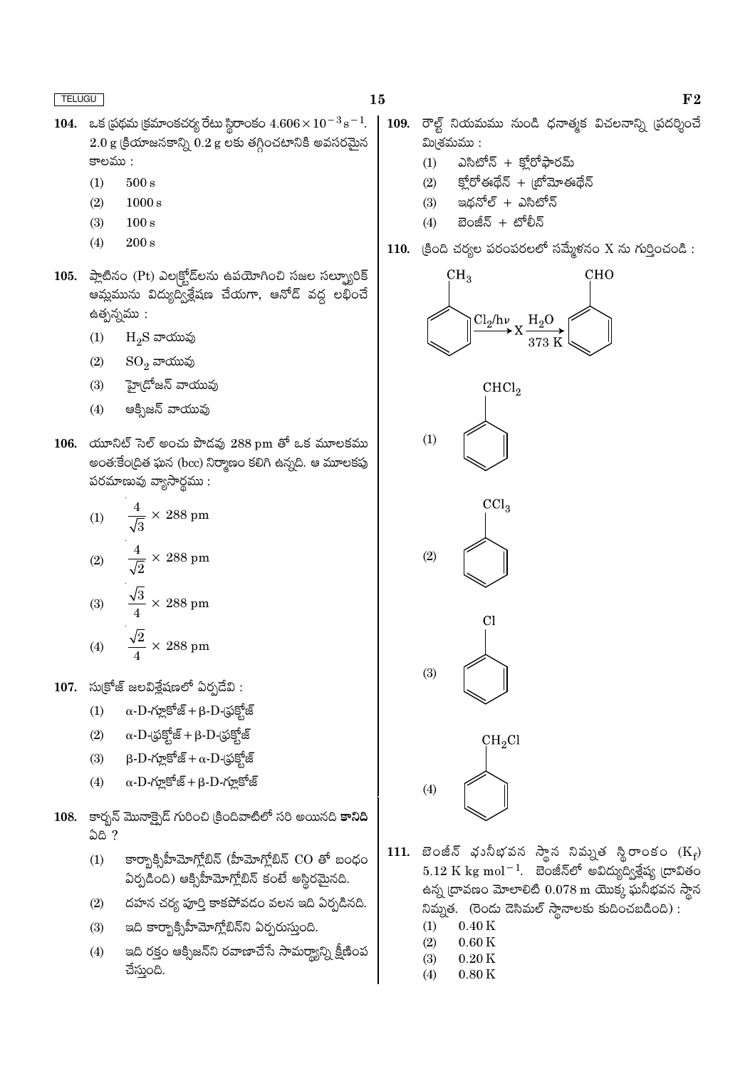104. ఒక ప్రథమ క్రమాంకచర్య రేటు స్థిరాంకం $4.606 \times 10^{-3} s^{-1}$. 2.0 g క్రియాజనకాన్ని 0.2 g లకు తగ్గించటానికి అవసరమైన కాలము :

(1) 500 s
(2) 1000 s
(3) 100 s
(4) 200 s

105. ప్లాటినం (Pt) ఎలక్ట్రోడ్‌లను ఉపయోగించి సజల సల్ఫ్యూరిక్ ఆమ్లమును విద్యుద్విశ్లేషణ చేయగా, ఆనోడ్ వద్ద లభించే ఉత్పన్నము :

(1) $H_2S$ వాయువు
(2) $SO_2$ వాయువు
(3) హైడ్రోజన్ వాయువు
(4) ఆక్సిజన్ వాయువు

106. యూనిట్ సెల్ అంచు పొడవు 288 pm తో ఒక మూలకము అంతఃకేంద్రిత ఘన (bcc) నిర్మాణం కలిగి ఉన్నది. ఆ మూలకపు పరమాణువు వ్యాసార్థము :

(1) $\frac{4}{\sqrt{3}} \times 288$ pm
(2) $\frac{4}{\sqrt{2}} \times 288$ pm
(3) $\frac{\sqrt{3}}{4} \times 288$ pm
(4) $\frac{\sqrt{2}}{4} \times 288$ pm

107. సుక్రోజ్ జలవిశ్లేషణలో ఏర్పడేవి :

(1) $\alpha$-D-గ్లూకోజ్ + $\beta$-D-ఫ్రక్టోజ్
(2) $\alpha$-D-ఫ్రక్టోజ్ + $\beta$-D-ఫ్రక్టోజ్
(3) $\beta$-D-గ్లూకోజ్ + $\alpha$-D-ఫ్రక్టోజ్
(4) $\alpha$-D-గ్లూకోజ్ + $\beta$-D-గ్లూకోజ్

108. కార్బన్ మోనాక్సైడ్ గురించి క్రిందివాటిలో సరి అయినది **కానిది** ఏది ?

(1) కార్బాక్సిహీమోగ్లోబిన్ (హీమోగ్లోబిన్ CO తో బంధం ఏర్పడింది) ఆక్సిహీమోగ్లోబిన్ కంటే అస్థిరమైనది.
(2) దహన చర్య పూర్తి కాకపోవడం వలన ఇది ఏర్పడినది.
(3) ఇది కార్బాక్సిహీమోగ్లోబిన్‌ని ఏర్పరుస్తుంది.
(4) ఇది రక్తం ఆక్సిజన్‌ని రవాణాచేసే సామర్థ్యాన్ని క్షీణింప చేస్తుంది.

109. రౌల్ట్ నియమము నుండి ధనాత్మక విచలనాన్ని ప్రదర్శించే మిశ్రమము :

(1) ఎసిటోన్ + క్లోరోఫారమ్
(2) క్లోరోఈథేన్ + బ్రోమోఈథేన్
(3) ఇథనోల్ + ఎసిటోన్
(4) బెంజీన్ + టోలీన్

110. క్రింది చర్యల పరంపరలలో సమ్మేళనం X ను గుర్తించండి :

$$C_6H_5CH_3 \xrightarrow{Cl_2/h\nu} X \xrightarrow[373\ K]{H_2O} C_6H_5CHO$$

(1) $C_6H_5CHCl_2$
(2) $C_6H_5CCl_3$
(3) $C_6H_5Cl$
(4) $C_6H_5CH_2Cl$

111. బెంజీన్ ఘనీభవన స్థాన నిమ్నత స్థిరాంకం ($K_f$) $5.12\ K\ kg\ mol^{-1}$. బెంజీన్‌లో అవిద్యుద్విశ్లేష్య ద్రావితం ఉన్న ద్రావణం మోలాలిటి 0.078 m యొక్క ఘనీభవన స్థాన నిమ్నత. (రెండు దెసిమల్ స్థానాలకు కుదించబడింది) :

(1) 0.40 K
(2) 0.60 K
(3) 0.20 K
(4) 0.80 K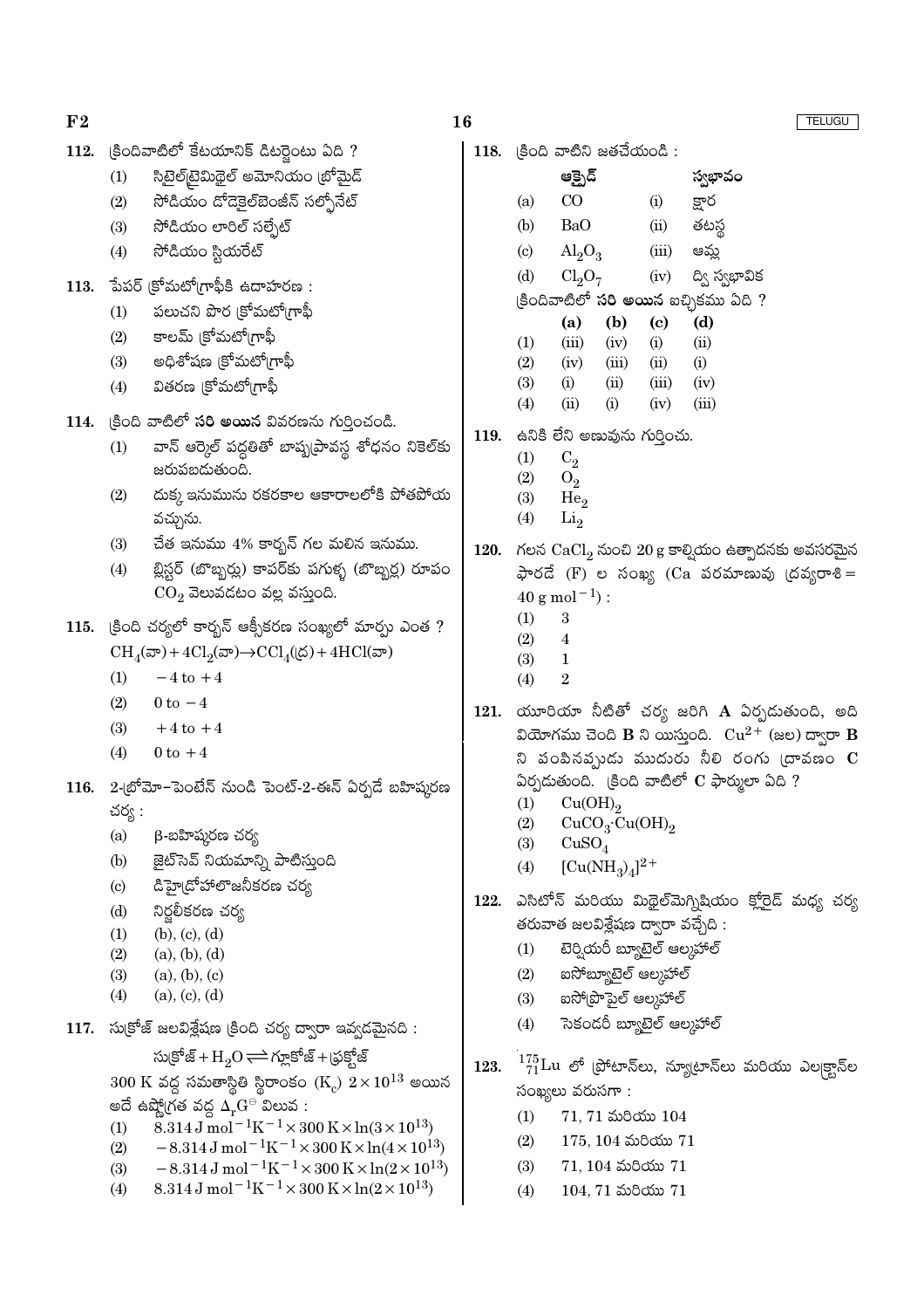112. క్రిందివాటిలో కేటయానిక్ డిటర్జెంటు ఏది ?

(1) సిటైల్‌ట్రైమిథైల్ అమోనియం బ్రోమైడ్
(2) సోడియం డోడెకైల్‌బెంజీన్ సల్ఫోనేట్
(3) సోడియం లారిల్ సల్ఫేట్
(4) సోడియం స్టియరేట్

113. పేపర్ క్రోమటోగ్రాఫీకి ఉదాహరణ :

(1) పలుచని పొర క్రోమటోగ్రాఫీ
(2) కాలమ్ క్రోమటోగ్రాఫీ
(3) అధిశోషణ క్రోమటోగ్రాఫీ
(4) వితరణ క్రోమటోగ్రాఫీ

114. క్రింది వాటిలో **సరి అయిన** వివరణను గుర్తించండి.

(1) వాన్ ఆర్కెల్ పద్ధతితో బాష్పప్రావస్థ శోధనం నికెల్‌కు జరుపబడుతుంది.
(2) దుక్క ఇనుమును రకరకాల ఆకారాలలోకి పోతపోయ వచ్చును.
(3) చేత ఇనుము 4% కార్బన్ గల మలిన ఇనుము.
(4) బ్లిస్టర్ (బొబ్బర్లు) కాపర్‌కు పగుళ్ళ (బొబ్బర్ల) రూపం $CO_2$ వెలువడటం వల్ల వస్తుంది.

115. క్రింది చర్యలో కార్బన్ ఆక్సీకరణ సంఖ్యలో మార్పు ఎంత ?

$CH_4$(వా) + $4Cl_2$(వా) → $CCl_4$(ద్ర) + $4HCl$(వా)

(1) $-4$ to $+4$
(2) $0$ to $-4$
(3) $+4$ to $+4$
(4) $0$ to $+4$

116. 2-బ్రోమో–పెంటేన్ నుండి పెంట్-2-ఈన్ ఏర్పడే బహిష్కరణ చర్య :

(a) β-బహిష్కరణ చర్య
(b) జైట్‌సెవ్ నియమాన్ని పాటిస్తుంది
(c) డిహైడ్రోహాలోజనీకరణ చర్య
(d) నిర్జలీకరణ చర్య

(1) (b), (c), (d)
(2) (a), (b), (d)
(3) (a), (b), (c)
(4) (a), (c), (d)

117. సుక్రోజ్ జలవిశ్లేషణ క్రింది చర్య ద్వారా ఇవ్వడమైనది :

$$\text{సుక్రోజ్} + H_2O \rightleftharpoons \text{గ్లూకోజ్} + \text{ఫ్రక్టోజ్}$$

300 K వద్ద సమతాస్థితి స్థిరాంకం ($K_c$) $2 \times 10^{13}$ అయిన అదే ఉష్ణోగ్రత వద్ద $\Delta_r G^\ominus$ విలువ :

(1) $8.314\ J\ mol^{-1}K^{-1} \times 300\ K \times \ln(3 \times 10^{13})$
(2) $-8.314\ J\ mol^{-1}K^{-1} \times 300\ K \times \ln(4 \times 10^{13})$
(3) $-8.314\ J\ mol^{-1}K^{-1} \times 300\ K \times \ln(2 \times 10^{13})$
(4) $8.314\ J\ mol^{-1}K^{-1} \times 300\ K \times \ln(2 \times 10^{13})$

118. క్రింది వాటిని జతచేయండి :

| | **ఆక్సైడ్** | | **స్వభావం** |
|---|---|---|---|
| (a) | $CO$ | (i) | క్షార |
| (b) | $BaO$ | (ii) | తటస్థ |
| (c) | $Al_2O_3$ | (iii) | ఆమ్ల |
| (d) | $Cl_2O_7$ | (iv) | ద్వి స్వభావిక |

క్రిందివాటిలో **సరి అయిన** ఐచ్ఛికము ఏది ?

| | **(a)** | **(b)** | **(c)** | **(d)** |
|---|---|---|---|---|
| (1) | (iii) | (iv) | (i) | (ii) |
| (2) | (iv) | (iii) | (ii) | (i) |
| (3) | (i) | (ii) | (iii) | (iv) |
| (4) | (ii) | (i) | (iv) | (iii) |

119. ఉనికి లేని అణువును గుర్తించు.

(1) $C_2$
(2) $O_2$
(3) $He_2$
(4) $Li_2$

120. గలన $CaCl_2$ నుంచి 20 g కాల్షియం ఉత్పాదనకు అవసరమైన ఫారడే (F) ల సంఖ్య (Ca పరమాణువు ద్రవ్యరాశి = $40\ g\ mol^{-1}$) :

(1) 3
(2) 4
(3) 1
(4) 2

121. యూరియా నీటితో చర్య జరిగి **A** ఏర్పడుతుంది, అది వియోగము చెంది **B** ని యిస్తుంది. $Cu^{2+}$ (జల) ద్వారా **B** ని పంపినప్పుడు ముదురు నీలి రంగు ద్రావణం **C** ఏర్పడుతుంది. క్రింది వాటిలో **C** ఫార్ములా ఏది ?

(1) $Cu(OH)_2$
(2) $CuCO_3 \cdot Cu(OH)_2$
(3) $CuSO_4$
(4) $[Cu(NH_3)_4]^{2+}$

122. ఎసిటోన్ మరియు మిథైల్‌మెగ్నీషియం క్లోరైడ్ మధ్య చర్య తరువాత జలవిశ్లేషణ ద్వారా వచ్చేది :

(1) టెర్షియరీ బ్యూటైల్ ఆల్కహాల్
(2) ఐసోబ్యూటైల్ ఆల్కహాల్
(3) ఐసోప్రొపైల్ ఆల్కహాల్
(4) సెకండరీ బ్యూటైల్ ఆల్కహాల్

123. ${}^{175}_{71}Lu$ లో ప్రోటాన్‌లు, న్యూట్రాన్‌లు మరియు ఎలక్ట్రాన్‌ల సంఖ్యలు వరుసగా :

(1) 71, 71 మరియు 104
(2) 175, 104 మరియు 71
(3) 71, 104 మరియు 71
(4) 104, 71 మరియు 71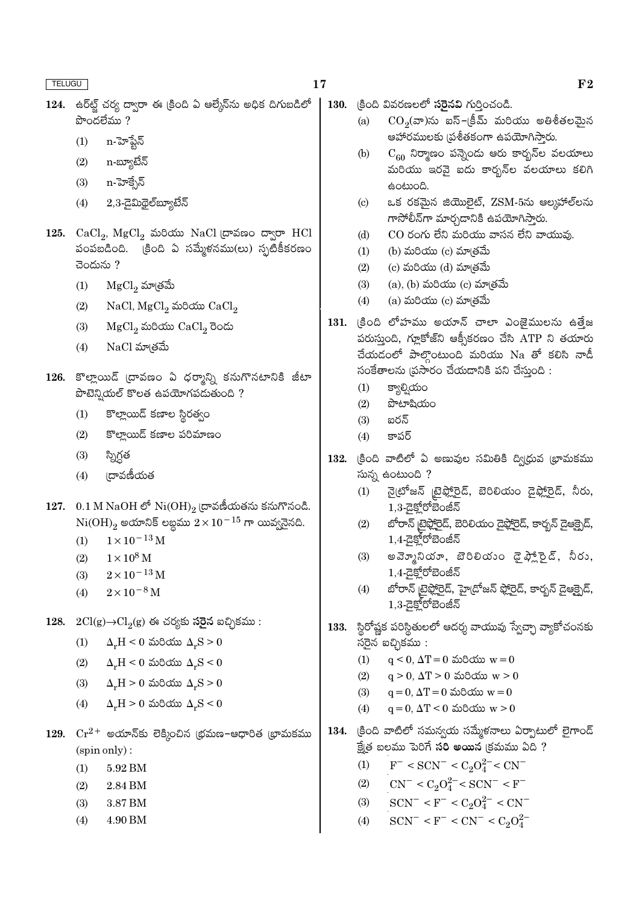124. ఉర్ట్జ్ చర్య ద్వారా ఈ క్రింది ఏ ఆల్కేన్‌ను అధిక దిగుబడిలో పొందలేము ?

(1) n-హెప్టేన్

(2) n-బ్యూటేన్

(3) n-హెక్సేన్

(4) 2,3-డైమిథైల్‌బ్యూటేన్

125. $CaCl_2$, $MgCl_2$ మరియు NaCl ద్రావణం ద్వారా HCl పంపబడింది. క్రింది ఏ సమ్మేళనము(లు) స్ఫటికీకరణం చెందును ?

(1) $MgCl_2$ మాత్రమే

(2) NaCl, $MgCl_2$ మరియు $CaCl_2$

(3) $MgCl_2$ మరియు $CaCl_2$ రెండు

(4) NaCl మాత్రమే

126. కొల్లాయిడ్ ద్రావణం ఏ ధర్మాన్ని కనుగొనటానికి జీటా పొటెన్షియల్ కొలత ఉపయోగపడుతుంది ?

(1) కొల్లాయిడ్ కణాల స్థిరత్వం

(2) కొల్లాయిడ్ కణాల పరిమాణం

(3) స్నిగ్ధత

(4) ద్రావణీయత

127. 0.1 M NaOH లో $Ni(OH)_2$ ద్రావణీయతను కనుగొనండి. $Ni(OH)_2$ అయానిక్ లబ్ధము $2 \times 10^{-15}$ గా యివ్వనైనది.

(1) $1 \times 10^{-13}$ M

(2) $1 \times 10^{8}$ M

(3) $2 \times 10^{-13}$ M

(4) $2 \times 10^{-8}$ M

128. $2Cl(g) \rightarrow Cl_2(g)$ ఈ చర్యకు **సరైన** ఐచ్ఛికము :

(1) $\Delta_r H < 0$ మరియు $\Delta_r S > 0$

(2) $\Delta_r H < 0$ మరియు $\Delta_r S < 0$

(3) $\Delta_r H > 0$ మరియు $\Delta_r S > 0$

(4) $\Delta_r H > 0$ మరియు $\Delta_r S < 0$

129. $Cr^{2+}$ అయాన్‌కు లెక్కించిన భ్రమణ–ఆధారిత భ్రామకము (spin only) :

(1) 5.92 BM

(2) 2.84 BM

(3) 3.87 BM

(4) 4.90 BM

130. క్రింది వివరణలలో **సరైనవి** గుర్తించండి.

(a) $CO_2$(వా)ను ఐస్–క్రీమ్ మరియు అతిశీతలమైన ఆహారములకు ప్రశీతకరంగా ఉపయోగిస్తారు.

(b) $C_{60}$ నిర్మాణం పన్నెండు ఆరు కార్బన్‌ల వలయాలు మరియు ఇరవై ఐదు కార్బన్‌ల వలయాలు కలిగి ఉంటుంది.

(c) ఒక రకమైన జియొలైట్, ZSM-5ను ఆల్కహాల్‌లను గాసోలీన్‌గా మార్చడానికి ఉపయోగిస్తారు.

(d) CO రంగు లేని మరియు వాసన లేని వాయువు.

(1) (b) మరియు (c) మాత్రమే

(2) (c) మరియు (d) మాత్రమే

(3) (a), (b) మరియు (c) మాత్రమే

(4) (a) మరియు (c) మాత్రమే

131. క్రింది లోహము అయాన్ చాలా ఎంజైములను ఉత్తేజ పరుస్తుంది, గ్లూకోజ్‌ని ఆక్సీకరణం చేసి ATP ని తయారు చేయడంలో పాల్గొంటుంది మరియు Na తో కలిసి నాడీ సంకేతాలను ప్రసారం చేయడానికి పని చేస్తుంది :

(1) క్యాల్షియం

(2) పొటాషియం

(3) ఐరన్

(4) కాపర్

132. క్రింది వాటిలో ఏ అణువుల సమితికి ద్విధ్రువ భ్రామకము సున్న ఉంటుంది ?

(1) నైట్రోజన్ ట్రైఫ్లోరైడ్, బెరిలియం డైఫ్లోరైడ్, నీరు, 1,3-డైక్లోరోబెంజీన్

(2) బోరాన్ ట్రైఫ్లోరైడ్, బెరిలియం డైఫ్లోరైడ్, కార్బన్ డైఆక్సైడ్, 1,4-డైక్లోరోబెంజీన్

(3) అమ్మోనియా, బెరిలియం డైఫ్లోరైడ్, నీరు, 1,4-డైక్లోరోబెంజీన్

(4) బోరాన్ ట్రైఫ్లోరైడ్, హైడ్రోజన్ ఫ్లోరైడ్, కార్బన్ డైఆక్సైడ్, 1,3-డైక్లోరోబెంజీన్

133. స్థిరోష్ణక పరిస్థితులలో ఆదర్శ వాయువు స్వేచ్ఛా వ్యాకోచంనకు సరైన ఐచ్ఛికము :

(1) $q < 0$, $\Delta T = 0$ మరియు $w = 0$

(2) $q > 0$, $\Delta T > 0$ మరియు $w > 0$

(3) $q = 0$, $\Delta T = 0$ మరియు $w = 0$

(4) $q = 0$, $\Delta T < 0$ మరియు $w > 0$

134. క్రింది వాటిలో సమన్వయ సమ్మేళనాలు ఏర్పాటులో లైగాండ్ క్షేత్ర బలము పెరిగే **సరి అయిన** క్రమము ఏది ?

(1) $F^- < SCN^- < C_2O_4^{2-} < CN^-$

(2) $CN^- < C_2O_4^{2-} < SCN^- < F^-$

(3) $SCN^- < F^- < C_2O_4^{2-} < CN^-$

(4) $SCN^- < F^- < CN^- < C_2O_4^{2-}$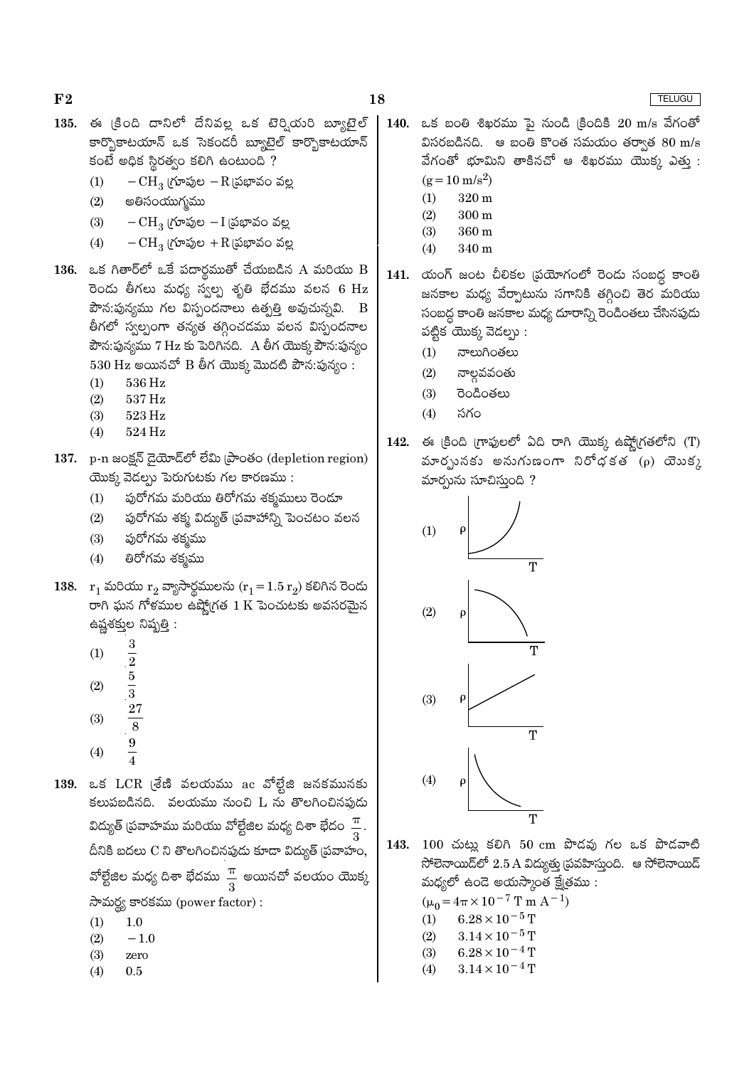135. ఈ క్రింది దానిలో దేనివల్ల ఒక టెర్షియరి బ్యూటైల్ కార్బొకాటయాన్ ఒక సెకండరీ బ్యూటైల్ కార్బొకాటయాన్ కంటే అధిక స్థిరత్వం కలిగి ఉంటుంది ?

(1) $-CH_3$ గ్రూపుల $-R$ ప్రభావం వల్ల

(2) అతిసంయుగ్మము

(3) $-CH_3$ గ్రూపుల $-I$ ప్రభావం వల్ల

(4) $-CH_3$ గ్రూపుల $+R$ ప్రభావం వల్ల

136. ఒక గితార్‌లో ఒకే పదార్థముతో చేయబడిన A మరియు B రెండు తీగలు మధ్య స్వల్ప శృతి భేదము వలన 6 Hz పౌన:పున్యము గల విస్పందనాలు ఉత్పత్తి అవుచున్నవి. B తీగలో స్వల్పంగా తన్యత తగ్గించడము వలన విస్పందనాల పౌన:పున్యము 7 Hz కు పెరిగినది. A తీగ యొక్క పౌన:పున్యం 530 Hz అయినచో B తీగ యొక్క మొదటి పౌన:పున్యం :

(1) 536 Hz

(2) 537 Hz

(3) 523 Hz

(4) 524 Hz

137. p-n జంక్షన్ డైయోడ్‌లో లేమి ప్రాంతం (depletion region) యొక్క వెడల్పు పెరుగుటకు గల కారణము :

(1) పురోగమ మరియు తిరోగమ శక్మములు రెండూ

(2) పురోగమ శక్మ విద్యుత్ ప్రవాహాన్ని పెంచటం వలన

(3) పురోగమ శక్మము

(4) తిరోగమ శక్మము

138. $r_1$ మరియు $r_2$ వ్యాసార్థములను ($r_1 = 1.5\, r_2$) కలిగిన రెండు రాగి ఘన గోళముల ఉష్ణోగ్రత 1 K పెంచుటకు అవసరమైన ఉష్ణశక్తుల నిష్పత్తి :

(1) $\frac{3}{2}$

(2) $\frac{5}{3}$

(3) $\frac{27}{8}$

(4) $\frac{9}{4}$

139. ఒక LCR శ్రేణి వలయము ac వోల్టేజి జనకమునకు కలుపబడినది. వలయము నుంచి L ను తొలగించినపుడు విద్యుత్ ప్రవాహము మరియు వోల్టేజిల మధ్య దిశా భేదం $\frac{\pi}{3}$. దీనికి బదులు C ని తొలగించినపుడు కూడా విద్యుత్ ప్రవాహం, వోల్టేజిల మధ్య దిశా భేదము $\frac{\pi}{3}$ అయినచో వలయం యొక్క సామర్థ్య కారకము (power factor) :

(1) 1.0

(2) $-1.0$

(3) zero

(4) 0.5

140. ఒక బంతి శిఖరము పై నుండి క్రిందికి 20 m/s వేగంతో విసరబడినది. ఆ బంతి కొంత సమయం తర్వాత 80 m/s వేగంతో భూమిని తాకినచో ఆ శిఖరము యొక్క ఎత్తు : ($g = 10\ m/s^2$)

(1) 320 m

(2) 300 m

(3) 360 m

(4) 340 m

141. యంగ్ జంట చీలికల ప్రయోగంలో రెండు సంబద్ధ కాంతి జనకాల మధ్య వేర్పాటును సగానికి తగ్గించి తెర మరియు సంబద్ధ కాంతి జనకాల మధ్య దూరాన్ని రెండింతలు చేసినపుడు పట్టిక యొక్క వెడల్పు :

(1) నాలుగింతలు

(2) నాల్గవవంతు

(3) రెండింతలు

(4) సగం

142. ఈ క్రింది గ్రాఫులలో ఏది రాగి యొక్క ఉష్ణోగ్రతలోని (T) మార్పునకు అనుగుణంగా నిరోధకత ($\rho$) యొక్క మార్పును సూచిస్తుంది ?

(1) ρ vs T

(2) ρ vs T

(3) ρ vs T

(4) ρ vs T

143. 100 చుట్లు కలిగి 50 cm పొడవు గల ఒక పొడవాటి సోలెనాయిడ్‌లో 2.5 A విద్యుత్తు ప్రవహిస్తుంది. ఆ సోలెనాయిడ్ మధ్యలో ఉండె అయస్కాంత క్షేత్రము :

($\mu_0 = 4\pi \times 10^{-7}\ T\ m\ A^{-1}$)

(1) $6.28 \times 10^{-5}$ T

(2) $3.14 \times 10^{-5}$ T

(3) $6.28 \times 10^{-4}$ T

(4) $3.14 \times 10^{-4}$ T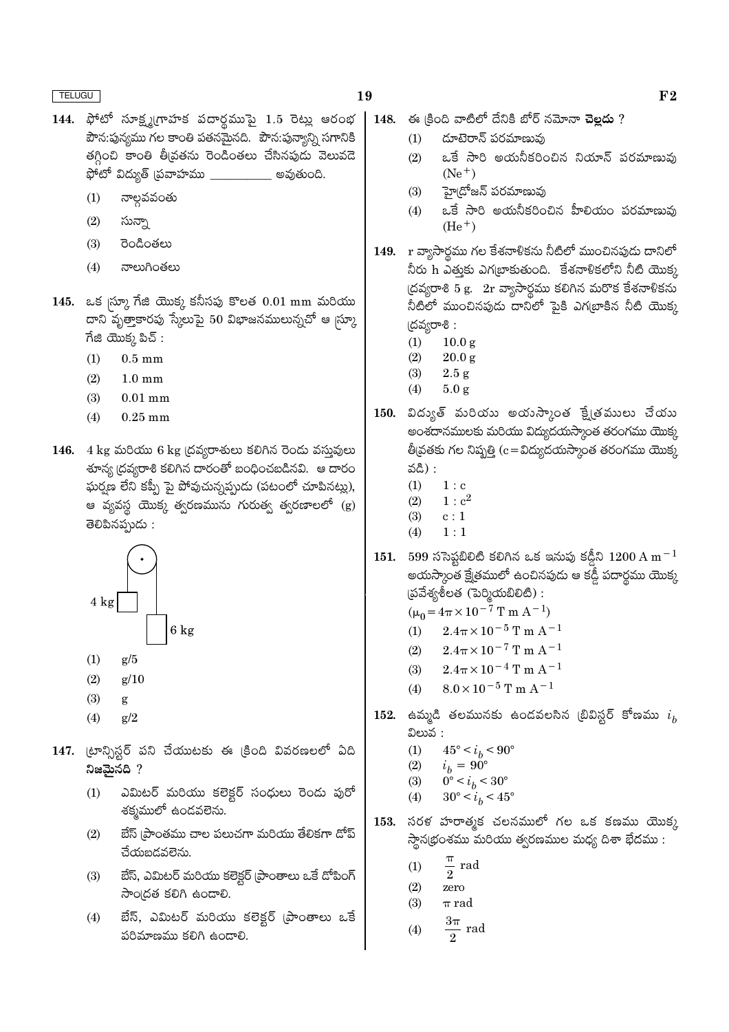144. ఫోటో సూక్ష్మగ్రాహక పదార్థముపై 1.5 రెట్లు ఆరంభ పౌనఃపున్యము గల కాంతి పతనమైనది. పౌనఃపున్యాన్ని సగానికి తగ్గించి కాంతి తీవ్రతను రెండింతలు చేసినపుడు వెలువడె ఫోటో విద్యుత్ ప్రవాహము __________ అవుతుంది.

(1) నాల్గవవంతు
(2) సున్నా
(3) రెండింతలు
(4) నాలుగింతలు

145. ఒక స్క్రూ గేజి యొక్క కనీసపు కొలత 0.01 mm మరియు దాని వృత్తాకారపు స్కేలుపై 50 విభాజనములున్నచో ఆ స్క్రూ గేజి యొక్క పిచ్ :

(1) 0.5 mm
(2) 1.0 mm
(3) 0.01 mm
(4) 0.25 mm

146. 4 kg మరియు 6 kg ద్రవ్యరాశులు కలిగిన రెండు వస్తువులు శూన్య ద్రవ్యరాశి కలిగిన దారంతో బంధించబడినవి. ఆ దారం ఘర్షణ లేని కప్పీ పై పోవుచున్నప్పుడు (పటంలో చూపినట్లు), ఆ వ్యవస్థ యొక్క త్వరణమును గురుత్వ త్వరణాలలో (g) తెలిపినప్పుడు :

4 kg

6 kg

(1) g/5
(2) g/10
(3) g
(4) g/2

147. ట్రాన్సిస్టర్ పని చేయుటకు ఈ క్రింది వివరణలలో ఏది **నిజమైనది** ?

(1) ఎమిటర్ మరియు కలెక్టర్ సంధులు రెండు పురో శక్మములో ఉండవలెను.
(2) బేస్ ప్రాంతము చాల పలుచగా మరియు తేలికగా డోప్ చేయబడవలెను.
(3) బేస్, ఎమిటర్ మరియు కలెక్టర్ ప్రాంతాలు ఒకే డోపింగ్ సాంద్రత కలిగి ఉండాలి.
(4) బేస్, ఎమిటర్ మరియు కలెక్టర్ ప్రాంతాలు ఒకే పరిమాణము కలిగి ఉండాలి.

148. ఈ క్రింది వాటిలో దేనికి బోర్ నమోనా **చెల్లదు** ?

(1) డూటెరాన్ పరమాణువు
(2) ఒకే సారి అయనీకరించిన నియాన్ పరమాణువు ($Ne^+$)
(3) హైడ్రోజన్ పరమాణువు
(4) ఒకే సారి అయనీకరించిన హీలియం పరమాణువు ($He^+$)

149. r వ్యాసార్థము గల కేశనాళికను నీటిలో ముంచినపుడు దానిలో నీరు h ఎత్తుకు ఎగబ్రాకుతుంది. కేశనాళికలోని నీటి యొక్క ద్రవ్యరాశి 5 g. 2r వ్యాసార్థము కలిగిన మరొక కేశనాళికను నీటిలో ముంచినపుడు దానిలో పైకి ఎగబ్రాకిన నీటి యొక్క ద్రవ్యరాశి :

(1) 10.0 g
(2) 20.0 g
(3) 2.5 g
(4) 5.0 g

150. విద్యుత్ మరియు అయస్కాంత క్షేత్రములు చేయు అంశదానములకు మరియు విద్యుదయస్కాంత తరంగము యొక్క తీవ్రతకు గల నిష్పత్తి (c = విద్యుదయస్కాంత తరంగము యొక్క వడి) :

(1) $1 : c$
(2) $1 : c^2$
(3) $c : 1$
(4) $1 : 1$

151. 599 ససెప్టబిలిటి కలిగిన ఒక ఇనుపు కడ్డీని $1200 \text{ A m}^{-1}$ అయస్కాంత క్షేత్రములో ఉంచినపుడు ఆ కడ్డీ పదార్థము యొక్క ప్రవేశ్యశీలత (పెర్మియబిలిటి) :
($\mu_0 = 4\pi \times 10^{-7} \text{ T m A}^{-1}$)

(1) $2.4\pi \times 10^{-5} \text{ T m A}^{-1}$
(2) $2.4\pi \times 10^{-7} \text{ T m A}^{-1}$
(3) $2.4\pi \times 10^{-4} \text{ T m A}^{-1}$
(4) $8.0 \times 10^{-5} \text{ T m A}^{-1}$

152. ఉమ్మడి తలమునకు ఉండవలసిన బ్రివిస్టర్ కోణము $i_b$ విలువ :

(1) $45° < i_b < 90°$
(2) $i_b = 90°$
(3) $0° < i_b < 30°$
(4) $30° < i_b < 45°$

153. సరళ హరాత్మక చలనములో గల ఒక కణము యొక్క స్థానభ్రంశము మరియు త్వరణముల మధ్య దిశా భేదము :

(1) $\frac{\pi}{2}$ rad
(2) zero
(3) $\pi$ rad
(4) $\frac{3\pi}{2}$ rad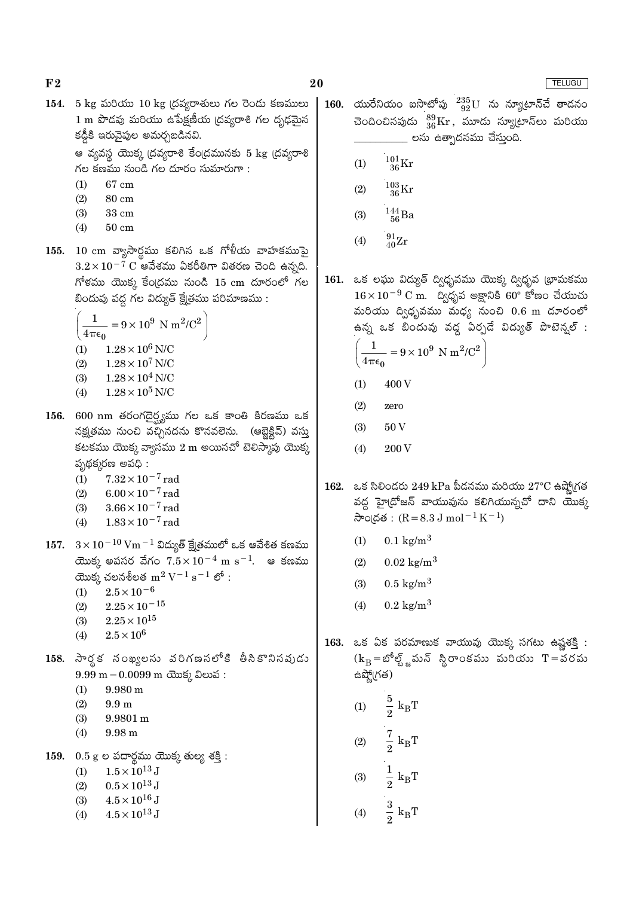154. 5 kg మరియు 10 kg ద్రవ్యరాశులు గల రెండు కణములు 1 m పొడవు మరియు ఉపేక్షణీయ ద్రవ్యరాశి గల దృఢమైన కడ్డీకి ఇరువైపుల అమర్చబడినవి.

ఆ వ్యవస్థ యొక్క ద్రవ్యరాశి కేంద్రమునకు 5 kg ద్రవ్యరాశి గల కణము నుండి గల దూరం సుమారుగా :

(1) 67 cm
(2) 80 cm
(3) 33 cm
(4) 50 cm

155. 10 cm వ్యాసార్ధము కలిగిన ఒక గోళీయ వాహకముపై $3.2 \times 10^{-7}$ C ఆవేశము ఏకరీతిగా వితరణ చెంది ఉన్నది. గోళము యొక్క కేంద్రము నుండి 15 cm దూరంలో గల బిందువు వద్ద గల విద్యుత్ క్షేత్రము పరిమాణము :

$\left(\frac{1}{4\pi\epsilon_0} = 9 \times 10^9 \text{ N m}^2/\text{C}^2\right)$

(1) $1.28 \times 10^6$ N/C
(2) $1.28 \times 10^7$ N/C
(3) $1.28 \times 10^4$ N/C
(4) $1.28 \times 10^5$ N/C

156. 600 nm తరంగదైర్ఘ్యము గల ఒక కాంతి కిరణము ఒక నక్షత్రము నుంచి వచ్చినదను కొనవలెను. (ఆబ్జెక్టివ్) వస్తు కటకము యొక్క వ్యాసము 2 m అయినచో టెలిస్కోపు యొక్క పృథక్కరణ అవధి :

(1) $7.32 \times 10^{-7}$ rad
(2) $6.00 \times 10^{-7}$ rad
(3) $3.66 \times 10^{-7}$ rad
(4) $1.83 \times 10^{-7}$ rad

157. $3 \times 10^{-10}$ Vm$^{-1}$ విద్యుత్ క్షేత్రములో ఒక ఆవేశిత కణము యొక్క అపసర వేగం $7.5 \times 10^{-4}$ m s$^{-1}$. ఆ కణము యొక్క చలనశీలత m$^2$ V$^{-1}$ s$^{-1}$ లో :

(1) $2.5 \times 10^{-6}$
(2) $2.25 \times 10^{-15}$
(3) $2.25 \times 10^{15}$
(4) $2.5 \times 10^{6}$

158. సార్థక సంఖ్యలను వరిగణనలోకి తీసికొనినవుడు 9.99 m − 0.0099 m యొక్క విలువ :

(1) 9.980 m
(2) 9.9 m
(3) 9.9801 m
(4) 9.98 m

159. 0.5 g ల పదార్థము యొక్క తుల్య శక్తి :

(1) $1.5 \times 10^{13}$ J
(2) $0.5 \times 10^{13}$ J
(3) $4.5 \times 10^{16}$ J
(4) $4.5 \times 10^{13}$ J

160. యురేనియం ఐసోటోపు ${}^{235}_{92}\text{U}$ ను న్యూట్రాన్‌చే తాడనం చెందించినపుడు ${}^{89}_{36}\text{Kr}$, మూడు న్యూట్రాన్‌లు మరియు __________ లను ఉత్పాదనము చేస్తుంది.

(1) ${}^{101}_{36}\text{Kr}$
(2) ${}^{103}_{36}\text{Kr}$
(3) ${}^{144}_{56}\text{Ba}$
(4) ${}^{91}_{40}\text{Zr}$

161. ఒక లఘు విద్యుత్ ద్విధ్రువము యొక్క ద్విధ్రువ భ్రామకము $16 \times 10^{-9}$ C m. ద్విధ్రువ అక్షానికి 60° కోణం చేయుచు మరియు ద్విధ్రువము మధ్య నుంచి 0.6 m దూరంలో ఉన్న ఒక బిందువు వద్ద ఏర్పడే విద్యుత్ పొటెన్షల్ :

$\left(\frac{1}{4\pi\epsilon_0} = 9 \times 10^9 \text{ N m}^2/\text{C}^2\right)$

(1) 400 V
(2) zero
(3) 50 V
(4) 200 V

162. ఒక సిలిండరు 249 kPa పీడనము మరియు 27°C ఉష్ణోగ్రత వద్ద హైడ్రోజన్ వాయువును కలిగియున్నచో దాని యొక్క సాంద్రత : (R = 8.3 J mol$^{-1}$ K$^{-1}$)

(1) 0.1 kg/m$^3$
(2) 0.02 kg/m$^3$
(3) 0.5 kg/m$^3$
(4) 0.2 kg/m$^3$

163. ఒక ఏక పరమాణుక వాయువు యొక్క సగటు ఉష్ణశక్తి : ($k_B$ = బోల్ట్జ్‌మన్ స్థిరాంకము మరియు T = వరమ ఉష్ణోగ్రత)

(1) $\frac{5}{2} k_B T$
(2) $\frac{7}{2} k_B T$
(3) $\frac{1}{2} k_B T$
(4) $\frac{3}{2} k_B T$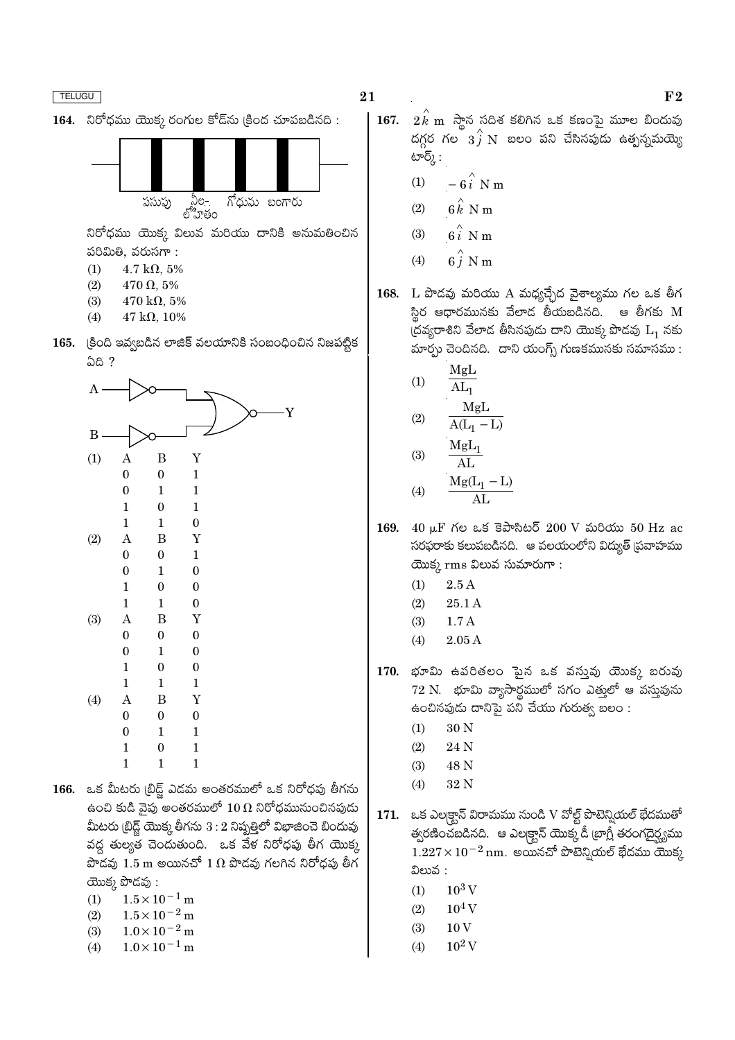164. నిరోధము యొక్క రంగుల కోడ్‌ను క్రింద చూపబడినది :

పసుపు &nbsp; నీలి-లోహితం &nbsp; గోధుమ &nbsp; బంగారు

నిరోధము యొక్క విలువ మరియు దానికి అనుమతించిన పరిమితి, వరుసగా :

(1) $4.7\ k\Omega$, 5%

(2) $470\ \Omega$, 5%

(3) $470\ k\Omega$, 5%

(4) $47\ k\Omega$, 10%

165. క్రింది ఇవ్వబడిన లాజిక్ వలయానికి సంబంధించిన నిజపట్టిక ఏది ?

(1)

| A | B | Y |
|---|---|---|
| 0 | 0 | 1 |
| 0 | 1 | 1 |
| 1 | 0 | 1 |
| 1 | 1 | 0 |

(2)

| A | B | Y |
|---|---|---|
| 0 | 0 | 1 |
| 0 | 1 | 0 |
| 1 | 0 | 0 |
| 1 | 1 | 0 |

(3)

| A | B | Y |
|---|---|---|
| 0 | 0 | 0 |
| 0 | 1 | 0 |
| 1 | 0 | 0 |
| 1 | 1 | 1 |

(4)

| A | B | Y |
|---|---|---|
| 0 | 0 | 0 |
| 0 | 1 | 1 |
| 1 | 0 | 1 |
| 1 | 1 | 1 |

166. ఒక మీటరు బ్రిడ్జ్ ఎడమ అంతరములో ఒక నిరోధపు తీగను ఉంచి కుడి వైపు అంతరములో $10\ \Omega$ నిరోధమునుంచినపుడు మీటరు బ్రిడ్జ్ యొక్క తీగను $3 : 2$ నిష్పత్తిలో విభాజించె బిందువు వద్ద తుల్యత చెందుతుంది. ఒక వేళ నిరోధపు తీగ యొక్క పొడవు 1.5 m అయినచో $1\ \Omega$ పొడవు గలగిన నిరోధపు తీగ యొక్క పొడవు :

(1) $1.5 \times 10^{-1}$ m

(2) $1.5 \times 10^{-2}$ m

(3) $1.0 \times 10^{-2}$ m

(4) $1.0 \times 10^{-1}$ m

167. $2\hat{k}$ m స్థాన సదిశ కలిగిన ఒక కణంపై మూల బిందువు దగ్గర గల $3\hat{j}$ N బలం పని చేసినపుడు ఉత్పన్నమయ్యె టార్క్ :

(1) $-6\hat{i}$ N m

(2) $6\hat{k}$ N m

(3) $6\hat{i}$ N m

(4) $6\hat{j}$ N m

168. L పొడవు మరియు A మధ్యచ్ఛేద వైశాల్యము గల ఒక తీగ స్థిర ఆధారమునకు వేలాడ తీయబడినది. ఆ తీగకు M ద్రవ్యరాశిని వేలాడ తీసినపుడు దాని యొక్క పొడవు $L_1$ నకు మార్పు చెందినది. దాని యంగ్స్ గుణకమునకు సమాసము :

(1) $\dfrac{MgL}{AL_1}$

(2) $\dfrac{MgL}{A(L_1 - L)}$

(3) $\dfrac{MgL_1}{AL}$

(4) $\dfrac{Mg(L_1 - L)}{AL}$

169. $40\ \mu F$ గల ఒక కెపాసిటర్ 200 V మరియు 50 Hz ac సరఫరాకు కలుపబడినది. ఆ వలయంలోని విద్యుత్ ప్రవాహము యొక్క rms విలువ సుమారుగా :

(1) 2.5 A

(2) 25.1 A

(3) 1.7 A

(4) 2.05 A

170. భూమి ఉపరితలం పైన ఒక వస్తువు యొక్క బరువు 72 N. భూమి వ్యాసార్థములో సగం ఎత్తులో ఆ వస్తువును ఉంచినపుడు దానిపై పని చేయు గురుత్వ బలం :

(1) 30 N

(2) 24 N

(3) 48 N

(4) 32 N

171. ఒక ఎలక్ట్రాన్ విరామము నుండి V వోల్ట్ పొటెన్షియల్ భేదముతో త్వరణించబడినది. ఆ ఎలక్ట్రాన్ యొక్క డీ బ్రాగ్లీ తరంగదైర్ఘ్యము $1.227 \times 10^{-2}$ nm. అయినచో పొటెన్షియల్ భేదము యొక్క విలువ :

(1) $10^3$ V

(2) $10^4$ V

(3) 10 V

(4) $10^2$ V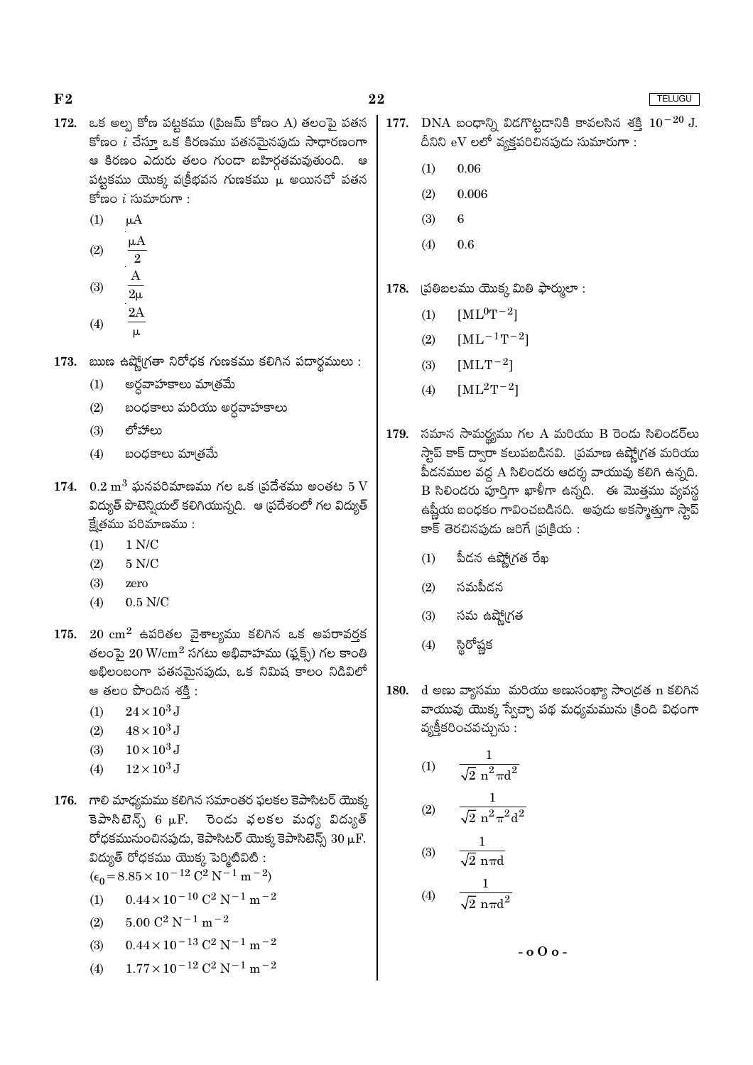172. ఒక అల్ప కోణ పట్టకము (ప్రిజమ్ కోణం A) తలంపై పతన కోణం $i$ చేస్తూ ఒక కిరణము పతనమైనపుడు సాధారణంగా ఆ కిరణం ఎదురు తలం గుండా బహిర్గతమవుతుంది. ఆ పట్టకము యొక్క వక్రీభవన గుణకము μ అయినచో పతన కోణం $i$ సుమారుగా :

(1) $\mu A$

(2) $\frac{\mu A}{2}$

(3) $\frac{A}{2\mu}$

(4) $\frac{2A}{\mu}$

173. ఋణ ఉష్ణోగ్రతా నిరోధక గుణకము కలిగిన పదార్థములు :

(1) అర్ధవాహకాలు మాత్రమే

(2) బంధకాలు మరియు అర్ధవాహకాలు

(3) లోహాలు

(4) బంధకాలు మాత్రమే

174. $0.2\ m^3$ ఘనపరిమాణము గల ఒక ప్రదేశము అంతట 5 V విద్యుత్ పొటెన్షియల్ కలిగియున్నది. ఆ ప్రదేశంలో గల విద్యుత్ క్షేత్రము పరిమాణము :

(1) 1 N/C

(2) 5 N/C

(3) zero

(4) 0.5 N/C

175. $20\ cm^2$ ఉపరితల వైశాల్యము కలిగిన ఒక అపరావర్తక తలంపై $20\ W/cm^2$ సగటు అభివాహము (ఫ్లక్స్) గల కాంతి అభిలంబంగా పతనమైనపుడు, ఒక నిమిష కాలం నిడివిలో ఆ తలం పొందిన శక్తి :

(1) $24 \times 10^3\ J$

(2) $48 \times 10^3\ J$

(3) $10 \times 10^3\ J$

(4) $12 \times 10^3\ J$

176. గాలి మాధ్యమము కలిగిన సమాంతర ఫలకల కెపాసిటర్ యొక్క కెపాసిటెన్స్ 6 μF. రెండు ఫలకల మధ్య విద్యుత్ రోధకమునుంచినపుడు, కెపాసిటర్ యొక్క కెపాసిటెన్స్ 30 μF. విద్యుత్ రోధకము యొక్క పెర్మిటివిటి :
($\epsilon_0 = 8.85 \times 10^{-12}\ C^2\ N^{-1}\ m^{-2}$)

(1) $0.44 \times 10^{-10}\ C^2\ N^{-1}\ m^{-2}$

(2) $5.00\ C^2\ N^{-1}\ m^{-2}$

(3) $0.44 \times 10^{-13}\ C^2\ N^{-1}\ m^{-2}$

(4) $1.77 \times 10^{-12}\ C^2\ N^{-1}\ m^{-2}$

177. DNA బంధాన్ని విడగొట్టడానికి కావలసిన శక్తి $10^{-20}$ J. దీనిని eV లలో వ్యక్తపరిచినపుడు సుమారుగా :

(1) 0.06

(2) 0.006

(3) 6

(4) 0.6

178. ప్రతిబలము యొక్క మితి ఫార్ములా :

(1) $[ML^0T^{-2}]$

(2) $[ML^{-1}T^{-2}]$

(3) $[MLT^{-2}]$

(4) $[ML^2T^{-2}]$

179. సమాన సామర్థ్యము గల A మరియు B రెండు సిలిండర్‌లు స్టాప్ కాక్ ద్వారా కలుపబడినవి. ప్రమాణ ఉష్ణోగ్రత మరియు పీడనముల వద్ద A సిలిండరు ఆదర్శ వాయువు కలిగి ఉన్నది. B సిలిండరు పూర్తిగా ఖాళీగా ఉన్నది. ఈ మొత్తము వ్యవస్థ ఉష్ణీయ బంధకం గావించబడినది. అపుడు అకస్మాత్తుగా స్టాప్ కాక్ తెరచినపుడు జరిగే ప్రక్రియ :

(1) పీడన ఉష్ణోగ్రత రేఖ

(2) సమపీడన

(3) సమ ఉష్ణోగ్రత

(4) స్థిరోష్ణక

180. d అణు వ్యాసము మరియు అణుసంఖ్యా సాంద్రత n కలిగిన వాయువు యొక్క స్వేచ్ఛా పథ మధ్యమమును క్రింది విధంగా వ్యక్తీకరించవచ్చును :

(1) $\frac{1}{\sqrt{2}\ n^2 \pi d^2}$

(2) $\frac{1}{\sqrt{2}\ n^2 \pi^2 d^2}$

(3) $\frac{1}{\sqrt{2}\ n \pi d}$

(4) $\frac{1}{\sqrt{2}\ n \pi d^2}$

- o O o -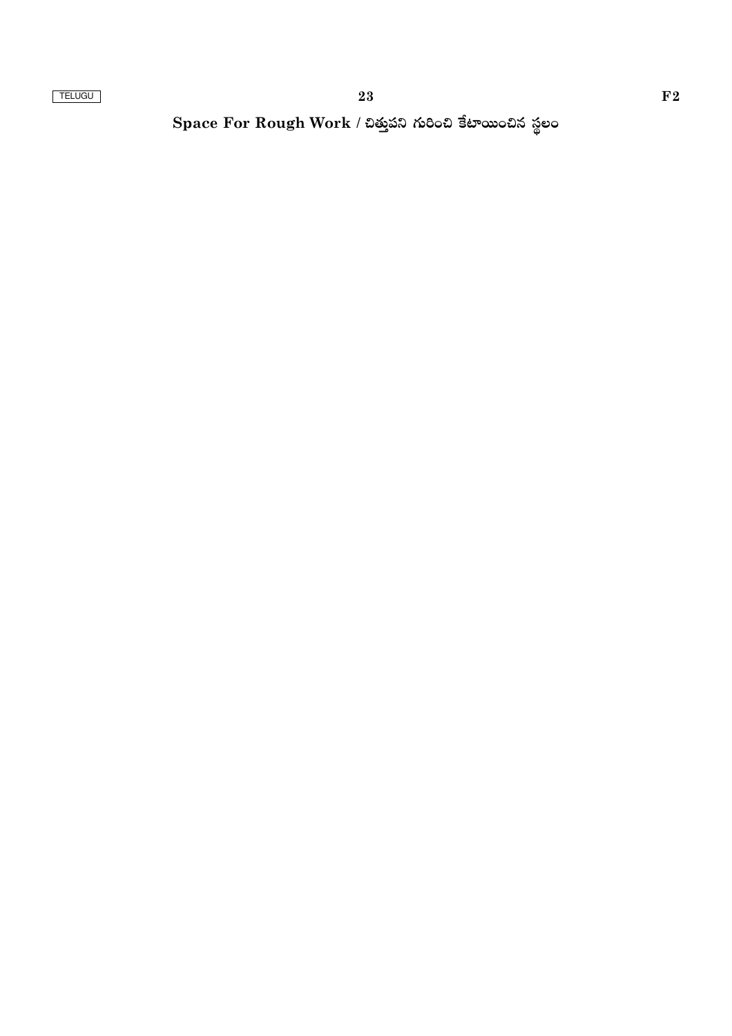**Space For Rough Work / చిత్తుపని గురించి కేటాయించిన స్థలం**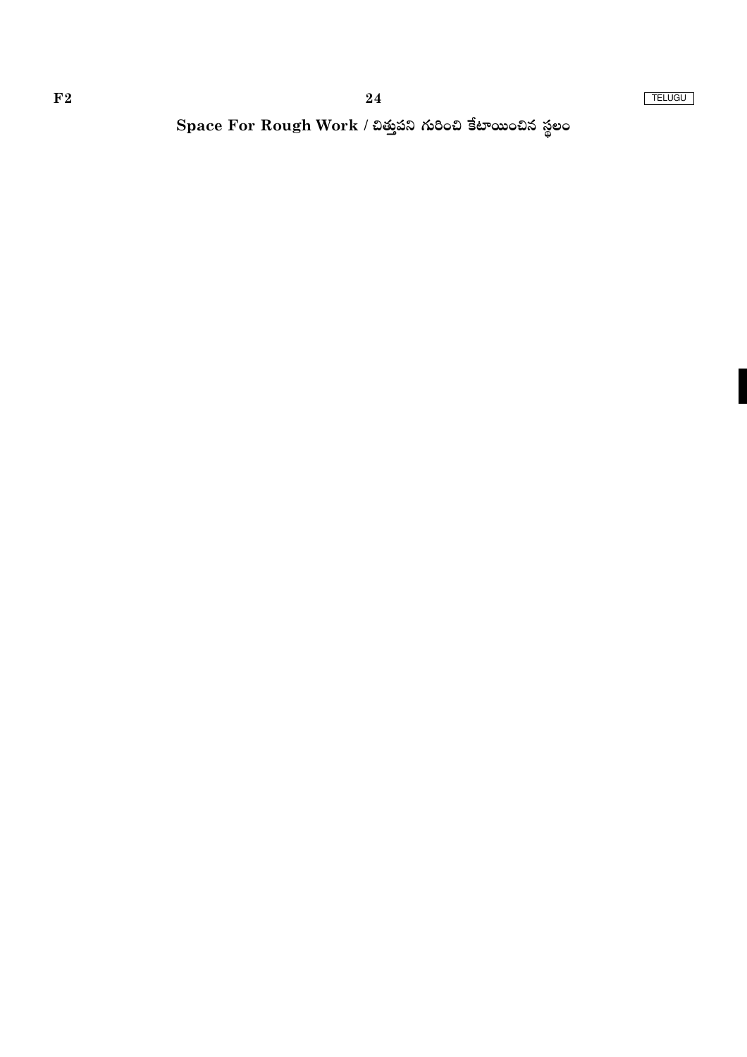**Space For Rough Work / చిత్తుపని గురించి కేటాయించిన స్థలం**